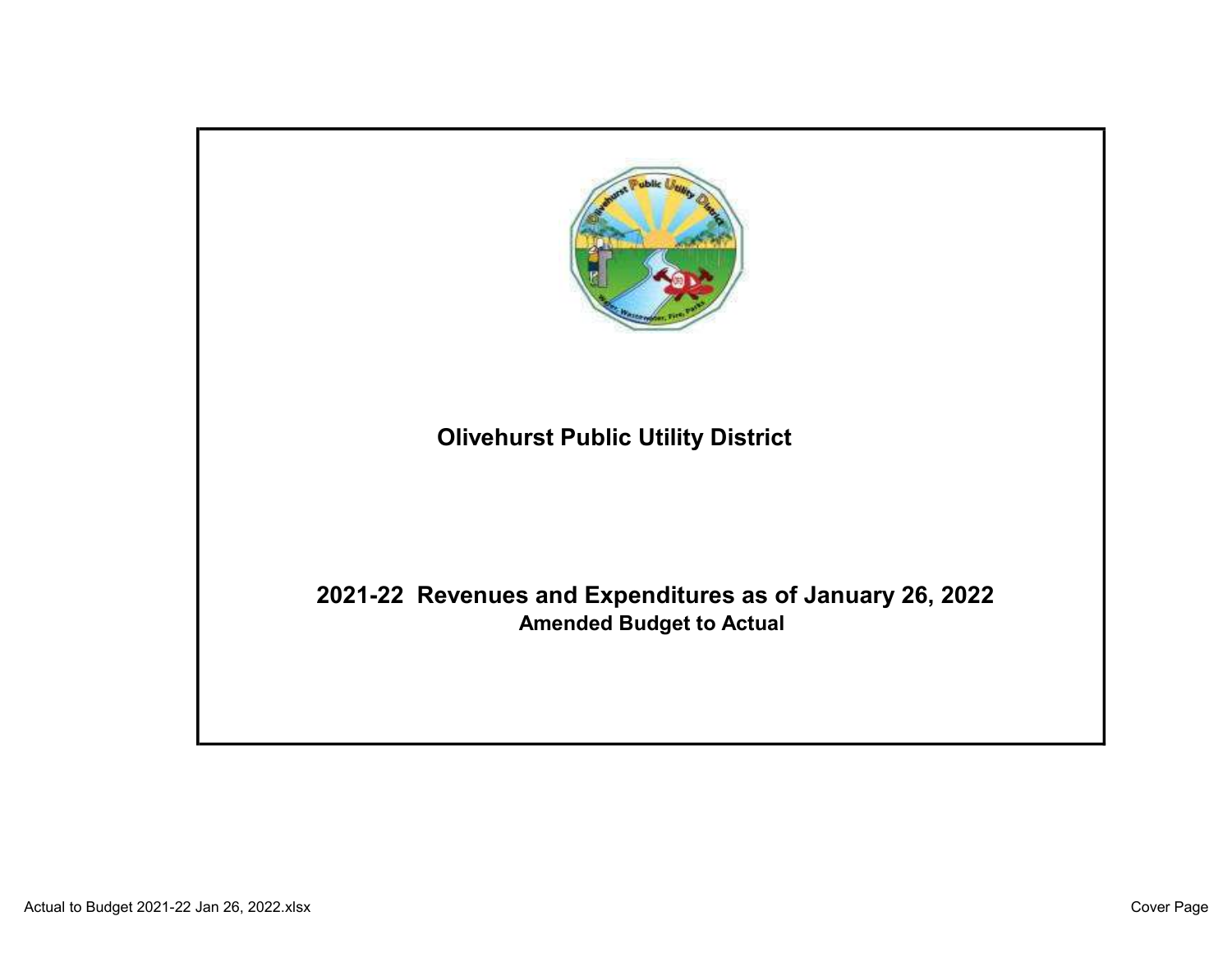# Olivehurst Public Utility District

## 2021-22 Revenues and Expenditures as of January 26, 2022

### Amended Budget to Actual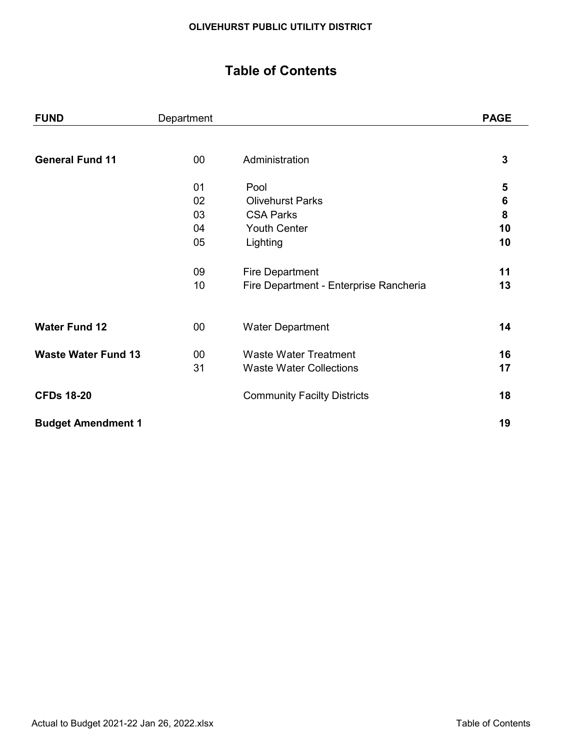**OLIVEHURST PUBLIC UTILITY DISTRICT**

# Table of Contents

| **FUND** | Department | | **PAGE** |
|---|---|---|---|
| **General Fund 11** | 00 | Administration | **3** |
| | 01 | Pool | **5** |
| | 02 | Olivehurst Parks | **6** |
| | 03 | CSA Parks | **8** |
| | 04 | Youth Center | **10** |
| | 05 | Lighting | **10** |
| | 09 | Fire Department | **11** |
| | 10 | Fire Department - Enterprise Rancheria | **13** |
| **Water Fund 12** | 00 | Water Department | **14** |
| **Waste Water Fund 13** | 00 | Waste Water Treatment | **16** |
| | 31 | Waste Water Collections | **17** |
| **CFDs 18-20** | | Community Facilty Districts | **18** |
| **Budget Amendment 1** | | | **19** |

Actual to Budget 2021-22 Jan 26, 2022.xlsx — Table of Contents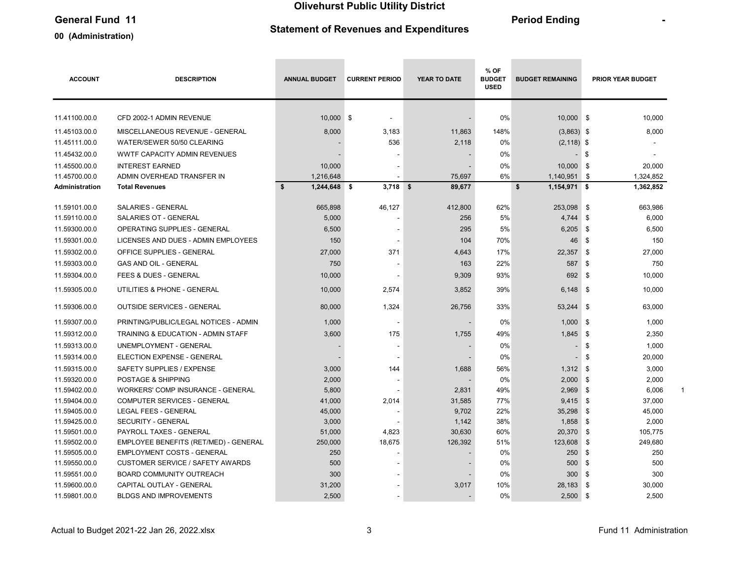# Olivehurst Public Utility District

**General Fund 11**

**Statement of Revenues and Expenditures**

**Period Ending** -

**00 (Administration)**

| ACCOUNT | DESCRIPTION | ANNUAL BUDGET | CURRENT PERIOD | YEAR TO DATE | % OF BUDGET USED | BUDGET REMAINING | PRIOR YEAR BUDGET |
|---|---|---|---|---|---|---|---|
| 11.41100.00.0 | CFD 2002-1 ADMIN REVENUE | 10,000 | $ - | - | 0% | 10,000 | $ 10,000 |
| 11.45103.00.0 | MISCELLANEOUS REVENUE - GENERAL | 8,000 | 3,183 | 11,863 | 148% | (3,863) | $ 8,000 |
| 11.45111.00.0 | WATER/SEWER 50/50 CLEARING | - | 536 | 2,118 | 0% | (2,118) | $ - |
| 11.45432.00.0 | WWTF CAPACITY ADMIN REVENUES | - | - | - | 0% | - | $ - |
| 11.45500.00.0 | INTEREST EARNED | 10,000 | - | - | 0% | 10,000 | $ 20,000 |
| 11.45700.00.0 | ADMIN OVERHEAD TRANSFER IN | 1,216,648 | - | 75,697 | 6% | 1,140,951 | $ 1,324,852 |
| **Administration** | **Total Revenues** | **$ 1,244,648** | **$ 3,718** | **$ 89,677** | | **$ 1,154,971** | **$ 1,362,852** |
| 11.59101.00.0 | SALARIES - GENERAL | 665,898 | 46,127 | 412,800 | 62% | 253,098 | $ 663,986 |
| 11.59110.00.0 | SALARIES OT - GENERAL | 5,000 | - | 256 | 5% | 4,744 | $ 6,000 |
| 11.59300.00.0 | OPERATING SUPPLIES - GENERAL | 6,500 | - | 295 | 5% | 6,205 | $ 6,500 |
| 11.59301.00.0 | LICENSES AND DUES - ADMIN EMPLOYEES | 150 | - | 104 | 70% | 46 | $ 150 |
| 11.59302.00.0 | OFFICE SUPPLIES - GENERAL | 27,000 | 371 | 4,643 | 17% | 22,357 | $ 27,000 |
| 11.59303.00.0 | GAS AND OIL - GENERAL | 750 | - | 163 | 22% | 587 | $ 750 |
| 11.59304.00.0 | FEES & DUES - GENERAL | 10,000 | - | 9,309 | 93% | 692 | $ 10,000 |
| 11.59305.00.0 | UTILITIES & PHONE - GENERAL | 10,000 | 2,574 | 3,852 | 39% | 6,148 | $ 10,000 |
| 11.59306.00.0 | OUTSIDE SERVICES - GENERAL | 80,000 | 1,324 | 26,756 | 33% | 53,244 | $ 63,000 |
| 11.59307.00.0 | PRINTING/PUBLIC/LEGAL NOTICES - ADMIN | 1,000 | - | - | 0% | 1,000 | $ 1,000 |
| 11.59312.00.0 | TRAINING & EDUCATION - ADMIN STAFF | 3,600 | 175 | 1,755 | 49% | 1,845 | $ 2,350 |
| 11.59313.00.0 | UNEMPLOYMENT - GENERAL | - | - | - | 0% | - | $ 1,000 |
| 11.59314.00.0 | ELECTION EXPENSE - GENERAL | - | - | - | 0% | - | $ 20,000 |
| 11.59315.00.0 | SAFETY SUPPLIES / EXPENSE | 3,000 | 144 | 1,688 | 56% | 1,312 | $ 3,000 |
| 11.59320.00.0 | POSTAGE & SHIPPING | 2,000 | - | - | 0% | 2,000 | $ 2,000 |
| 11.59402.00.0 | WORKERS' COMP INSURANCE - GENERAL | 5,800 | - | 2,831 | 49% | 2,969 | $ 6,006 |
| 11.59404.00.0 | COMPUTER SERVICES - GENERAL | 41,000 | 2,014 | 31,585 | 77% | 9,415 | $ 37,000 |
| 11.59405.00.0 | LEGAL FEES - GENERAL | 45,000 | - | 9,702 | 22% | 35,298 | $ 45,000 |
| 11.59425.00.0 | SECURITY - GENERAL | 3,000 | - | 1,142 | 38% | 1,858 | $ 2,000 |
| 11.59501.00.0 | PAYROLL TAXES - GENERAL | 51,000 | 4,823 | 30,630 | 60% | 20,370 | $ 105,775 |
| 11.59502.00.0 | EMPLOYEE BENEFITS (RET/MED) - GENERAL | 250,000 | 18,675 | 126,392 | 51% | 123,608 | $ 249,680 |
| 11.59505.00.0 | EMPLOYMENT COSTS - GENERAL | 250 | - | - | 0% | 250 | $ 250 |
| 11.59550.00.0 | CUSTOMER SERVICE / SAFETY AWARDS | 500 | - | - | 0% | 500 | $ 500 |
| 11.59551.00.0 | BOARD COMMUNITY OUTREACH | 300 | - | - | 0% | 300 | $ 300 |
| 11.59600.00.0 | CAPITAL OUTLAY - GENERAL | 31,200 | - | 3,017 | 10% | 28,183 | $ 30,000 |
| 11.59801.00.0 | BLDGS AND IMPROVEMENTS | 2,500 | - | - | 0% | 2,500 | $ 2,500 |

Actual to Budget 2021-22 Jan 26, 2022.xlsx — Fund 11 Administration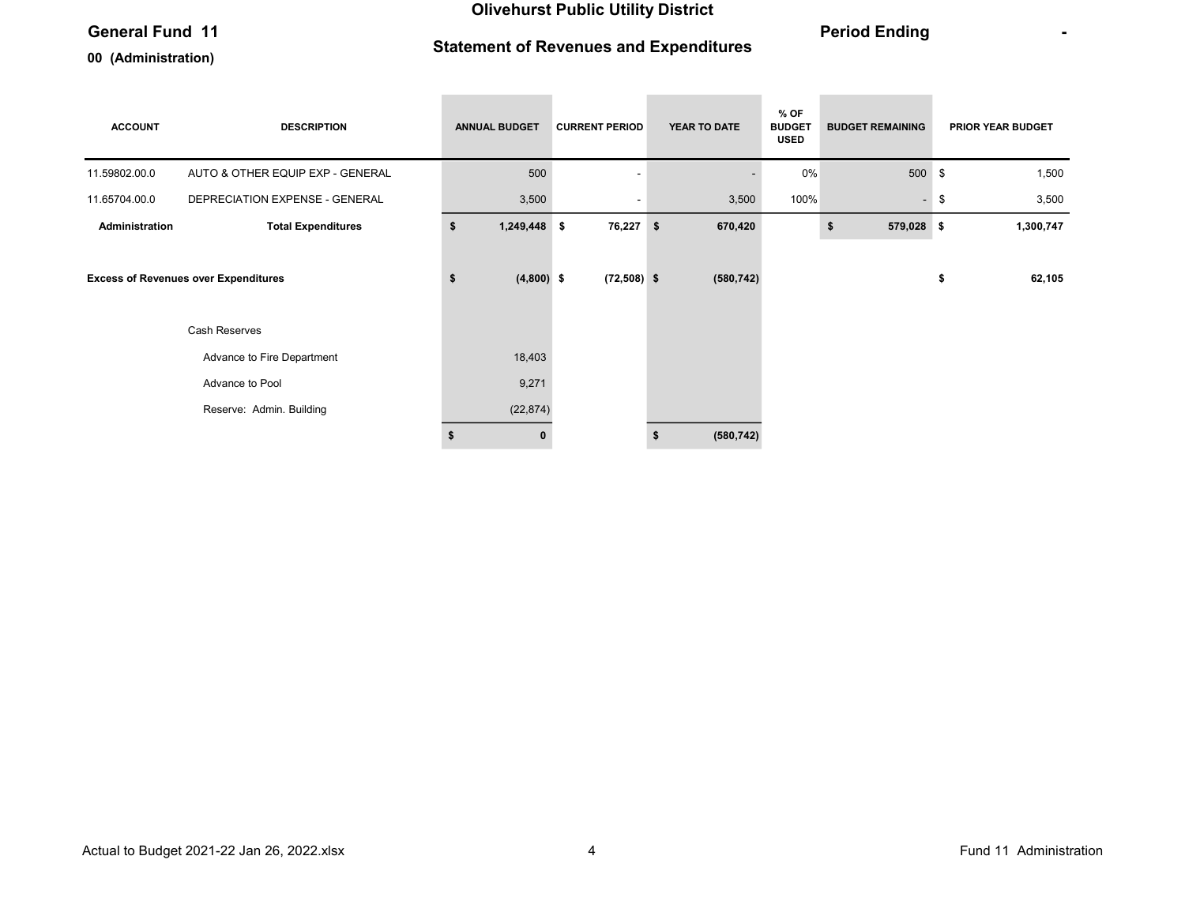**Olivehurst Public Utility District**

**General Fund 11**

**00 (Administration)**

**Statement of Revenues and Expenditures**

**Period Ending** -

| ACCOUNT | DESCRIPTION | ANNUAL BUDGET | CURRENT PERIOD | YEAR TO DATE | % OF BUDGET USED | BUDGET REMAINING | PRIOR YEAR BUDGET |
|---|---|---|---|---|---|---|---|
| 11.59802.00.0 | AUTO & OTHER EQUIP EXP - GENERAL | 500 | - | - | 0% | 500 | $ 1,500 |
| 11.65704.00.0 | DEPRECIATION EXPENSE - GENERAL | 3,500 | - | 3,500 | 100% | - | $ 3,500 |
| **Administration** | **Total Expenditures** | **$ 1,249,448** | **$ 76,227** | **$ 670,420** | | **$ 579,028** | **$ 1,300,747** |
| | | | | | | | |
| **Excess of Revenues over Expenditures** | | **$ (4,800)** | **$ (72,508)** | **$ (580,742)** | | | **$ 62,105** |
| | | | | | | | |
| | Cash Reserves | | | | | | |
| | Advance to Fire Department | 18,403 | | | | | |
| | Advance to Pool | 9,271 | | | | | |
| | Reserve: Admin. Building | (22,874) | | | | | |
| | | **$ 0** | | **$ (580,742)** | | | |

Actual to Budget 2021-22 Jan 26, 2022.xlsx

Fund 11 Administration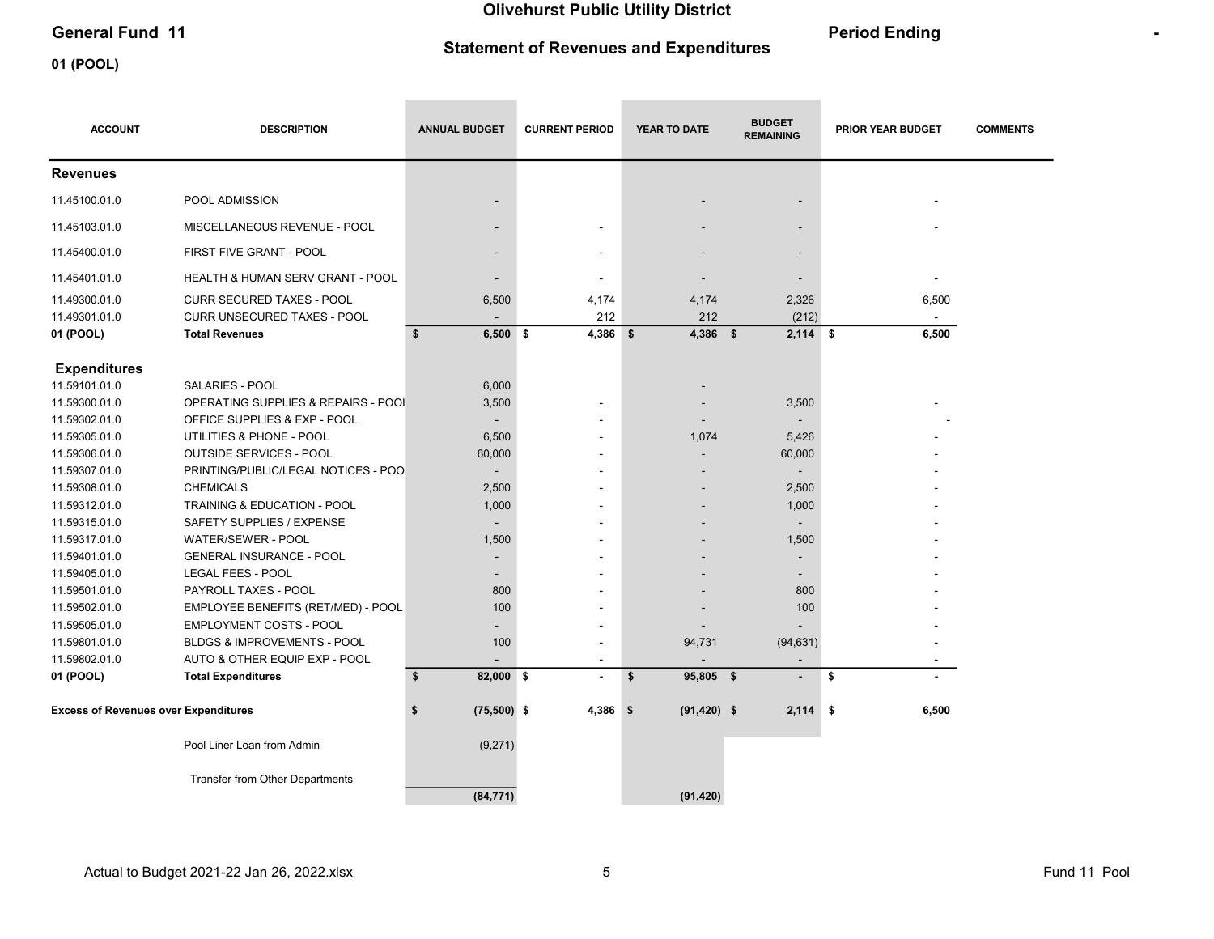# Olivehurst Public Utility District

**General Fund 11** | **Statement of Revenues and Expenditures** | **Period Ending** | -

**01 (POOL)**

| ACCOUNT | DESCRIPTION | ANNUAL BUDGET | CURRENT PERIOD | YEAR TO DATE | BUDGET REMAINING | PRIOR YEAR BUDGET | COMMENTS |
|---|---|---|---|---|---|---|---|
| **Revenues** | | | | | | | |
| 11.45100.01.0 | POOL ADMISSION | - | | - | - | - | |
| 11.45103.01.0 | MISCELLANEOUS REVENUE - POOL | - | - | - | - | - | |
| 11.45400.01.0 | FIRST FIVE GRANT - POOL | - | - | - | - | | |
| 11.45401.01.0 | HEALTH & HUMAN SERV GRANT - POOL | - | - | - | - | - | |
| 11.49300.01.0 | CURR SECURED TAXES - POOL | 6,500 | 4,174 | 4,174 | 2,326 | 6,500 | |
| 11.49301.01.0 | CURR UNSECURED TAXES - POOL | - | 212 | 212 | (212) | - | |
| **01 (POOL)** | **Total Revenues** | **$ 6,500** | **$ 4,386** | **$ 4,386** | **$ 2,114** | **$ 6,500** | |
| **Expenditures** | | | | | | | |
| 11.59101.01.0 | SALARIES - POOL | 6,000 | | - | | | |
| 11.59300.01.0 | OPERATING SUPPLIES & REPAIRS - POOL | 3,500 | - | - | 3,500 | - | |
| 11.59302.01.0 | OFFICE SUPPLIES & EXP - POOL | - | - | - | - | - | |
| 11.59305.01.0 | UTILITIES & PHONE - POOL | 6,500 | - | 1,074 | 5,426 | - | |
| 11.59306.01.0 | OUTSIDE SERVICES - POOL | 60,000 | - | - | 60,000 | - | |
| 11.59307.01.0 | PRINTING/PUBLIC/LEGAL NOTICES - POO | - | - | - | - | - | |
| 11.59308.01.0 | CHEMICALS | 2,500 | - | - | 2,500 | - | |
| 11.59312.01.0 | TRAINING & EDUCATION - POOL | 1,000 | - | - | 1,000 | - | |
| 11.59315.01.0 | SAFETY SUPPLIES / EXPENSE | - | - | - | - | - | |
| 11.59317.01.0 | WATER/SEWER - POOL | 1,500 | - | - | 1,500 | - | |
| 11.59401.01.0 | GENERAL INSURANCE - POOL | - | - | - | - | - | |
| 11.59405.01.0 | LEGAL FEES - POOL | - | - | - | - | - | |
| 11.59501.01.0 | PAYROLL TAXES - POOL | 800 | - | - | 800 | - | |
| 11.59502.01.0 | EMPLOYEE BENEFITS (RET/MED) - POOL | 100 | - | - | 100 | - | |
| 11.59505.01.0 | EMPLOYMENT COSTS - POOL | - | - | - | - | - | |
| 11.59801.01.0 | BLDGS & IMPROVEMENTS - POOL | 100 | - | 94,731 | (94,631) | - | |
| 11.59802.01.0 | AUTO & OTHER EQUIP EXP - POOL | - | - | - | - | - | |
| **01 (POOL)** | **Total Expenditures** | **$ 82,000** | **$ -** | **$ 95,805** | **$ -** | **$ -** | |
| **Excess of Revenues over Expenditures** | | **$ (75,500)** | **$ 4,386** | **$ (91,420)** | **$ 2,114** | **$ 6,500** | |
| | Pool Liner Loan from Admin | (9,271) | | | | | |
| | Transfer from Other Departments | | | | | | |
| | | **(84,771)** | | **(91,420)** | | | |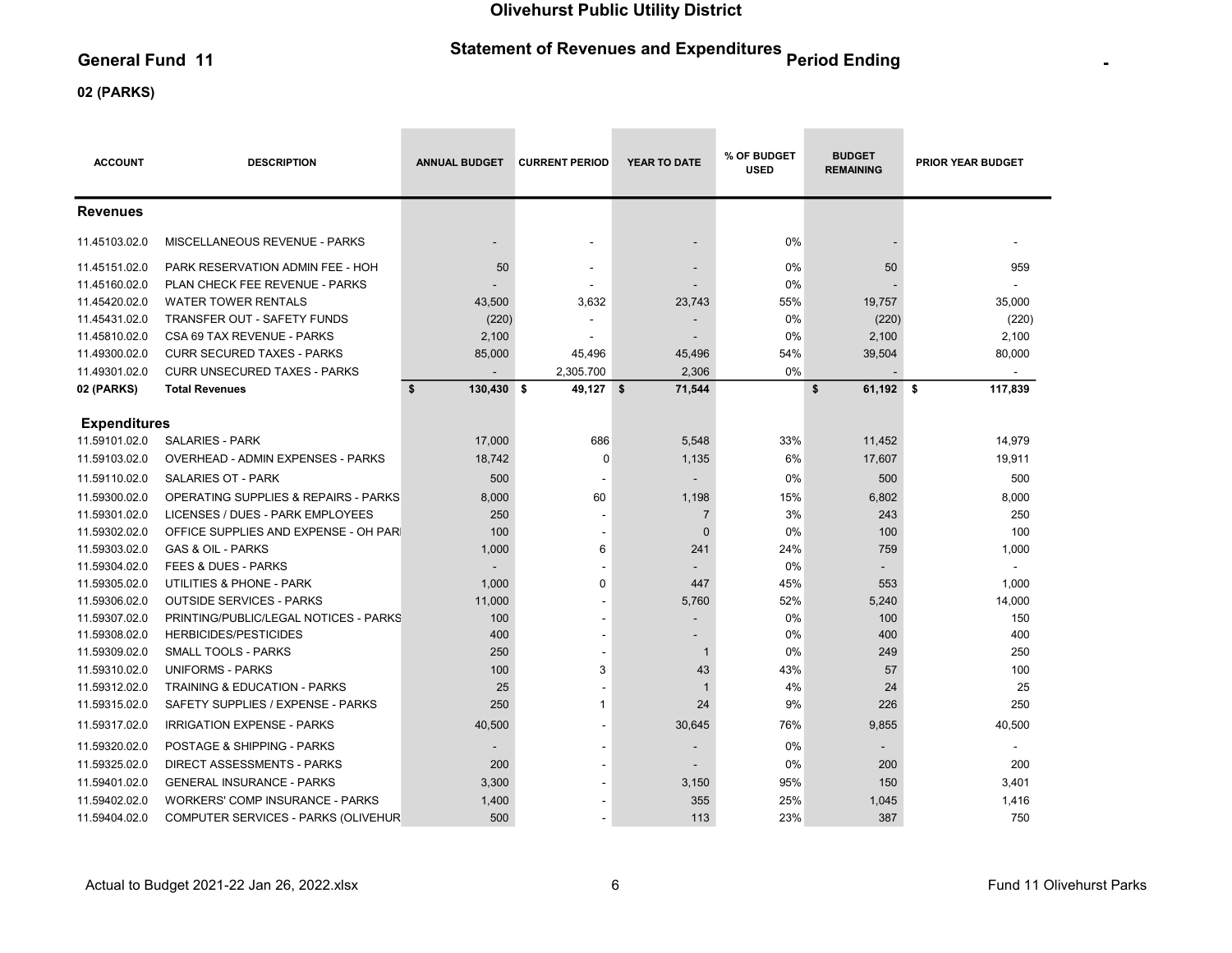# Olivehurst Public Utility District

## General Fund 11

### Statement of Revenues and Expenditures Period Ending -

### 02 (PARKS)

| ACCOUNT | DESCRIPTION | ANNUAL BUDGET | CURRENT PERIOD | YEAR TO DATE | % OF BUDGET USED | BUDGET REMAINING | PRIOR YEAR BUDGET |
|---|---|---|---|---|---|---|---|
| **Revenues** | | | | | | | |
| 11.45103.02.0 | MISCELLANEOUS REVENUE - PARKS | - | - | - | 0% | - | - |
| 11.45151.02.0 | PARK RESERVATION ADMIN FEE - HOH | 50 | - | - | 0% | 50 | 959 |
| 11.45160.02.0 | PLAN CHECK FEE REVENUE - PARKS | - | - | - | 0% | - | - |
| 11.45420.02.0 | WATER TOWER RENTALS | 43,500 | 3,632 | 23,743 | 55% | 19,757 | 35,000 |
| 11.45431.02.0 | TRANSFER OUT - SAFETY FUNDS | (220) | - | - | 0% | (220) | (220) |
| 11.45810.02.0 | CSA 69 TAX REVENUE - PARKS | 2,100 | - | - | 0% | 2,100 | 2,100 |
| 11.49300.02.0 | CURR SECURED TAXES - PARKS | 85,000 | 45,496 | 45,496 | 54% | 39,504 | 80,000 |
| 11.49301.02.0 | CURR UNSECURED TAXES - PARKS | - | 2,305.700 | 2,306 | 0% | - | - |
| 02 (PARKS) | **Total Revenues** | $ 130,430 | $ 49,127 | $ 71,544 | | $ 61,192 | $ 117,839 |
| **Expenditures** | | | | | | | |
| 11.59101.02.0 | SALARIES - PARK | 17,000 | 686 | 5,548 | 33% | 11,452 | 14,979 |
| 11.59103.02.0 | OVERHEAD - ADMIN EXPENSES - PARKS | 18,742 | 0 | 1,135 | 6% | 17,607 | 19,911 |
| 11.59110.02.0 | SALARIES OT - PARK | 500 | - | - | 0% | 500 | 500 |
| 11.59300.02.0 | OPERATING SUPPLIES & REPAIRS - PARKS | 8,000 | 60 | 1,198 | 15% | 6,802 | 8,000 |
| 11.59301.02.0 | LICENSES / DUES - PARK EMPLOYEES | 250 | - | 7 | 3% | 243 | 250 |
| 11.59302.02.0 | OFFICE SUPPLIES AND EXPENSE - OH PARI | 100 | - | 0 | 0% | 100 | 100 |
| 11.59303.02.0 | GAS & OIL - PARKS | 1,000 | 6 | 241 | 24% | 759 | 1,000 |
| 11.59304.02.0 | FEES & DUES - PARKS | - | - | - | 0% | - | - |
| 11.59305.02.0 | UTILITIES & PHONE - PARK | 1,000 | 0 | 447 | 45% | 553 | 1,000 |
| 11.59306.02.0 | OUTSIDE SERVICES - PARKS | 11,000 | - | 5,760 | 52% | 5,240 | 14,000 |
| 11.59307.02.0 | PRINTING/PUBLIC/LEGAL NOTICES - PARKS | 100 | - | - | 0% | 100 | 150 |
| 11.59308.02.0 | HERBICIDES/PESTICIDES | 400 | - | - | 0% | 400 | 400 |
| 11.59309.02.0 | SMALL TOOLS - PARKS | 250 | - | 1 | 0% | 249 | 250 |
| 11.59310.02.0 | UNIFORMS - PARKS | 100 | 3 | 43 | 43% | 57 | 100 |
| 11.59312.02.0 | TRAINING & EDUCATION - PARKS | 25 | - | 1 | 4% | 24 | 25 |
| 11.59315.02.0 | SAFETY SUPPLIES / EXPENSE - PARKS | 250 | 1 | 24 | 9% | 226 | 250 |
| 11.59317.02.0 | IRRIGATION EXPENSE - PARKS | 40,500 | - | 30,645 | 76% | 9,855 | 40,500 |
| 11.59320.02.0 | POSTAGE & SHIPPING - PARKS | - | - | - | 0% | - | - |
| 11.59325.02.0 | DIRECT ASSESSMENTS - PARKS | 200 | - | - | 0% | 200 | 200 |
| 11.59401.02.0 | GENERAL INSURANCE - PARKS | 3,300 | - | 3,150 | 95% | 150 | 3,401 |
| 11.59402.02.0 | WORKERS' COMP INSURANCE - PARKS | 1,400 | - | 355 | 25% | 1,045 | 1,416 |
| 11.59404.02.0 | COMPUTER SERVICES - PARKS (OLIVEHUR | 500 | - | 113 | 23% | 387 | 750 |

Actual to Budget 2021-22 Jan 26, 2022.xlsx — Fund 11 Olivehurst Parks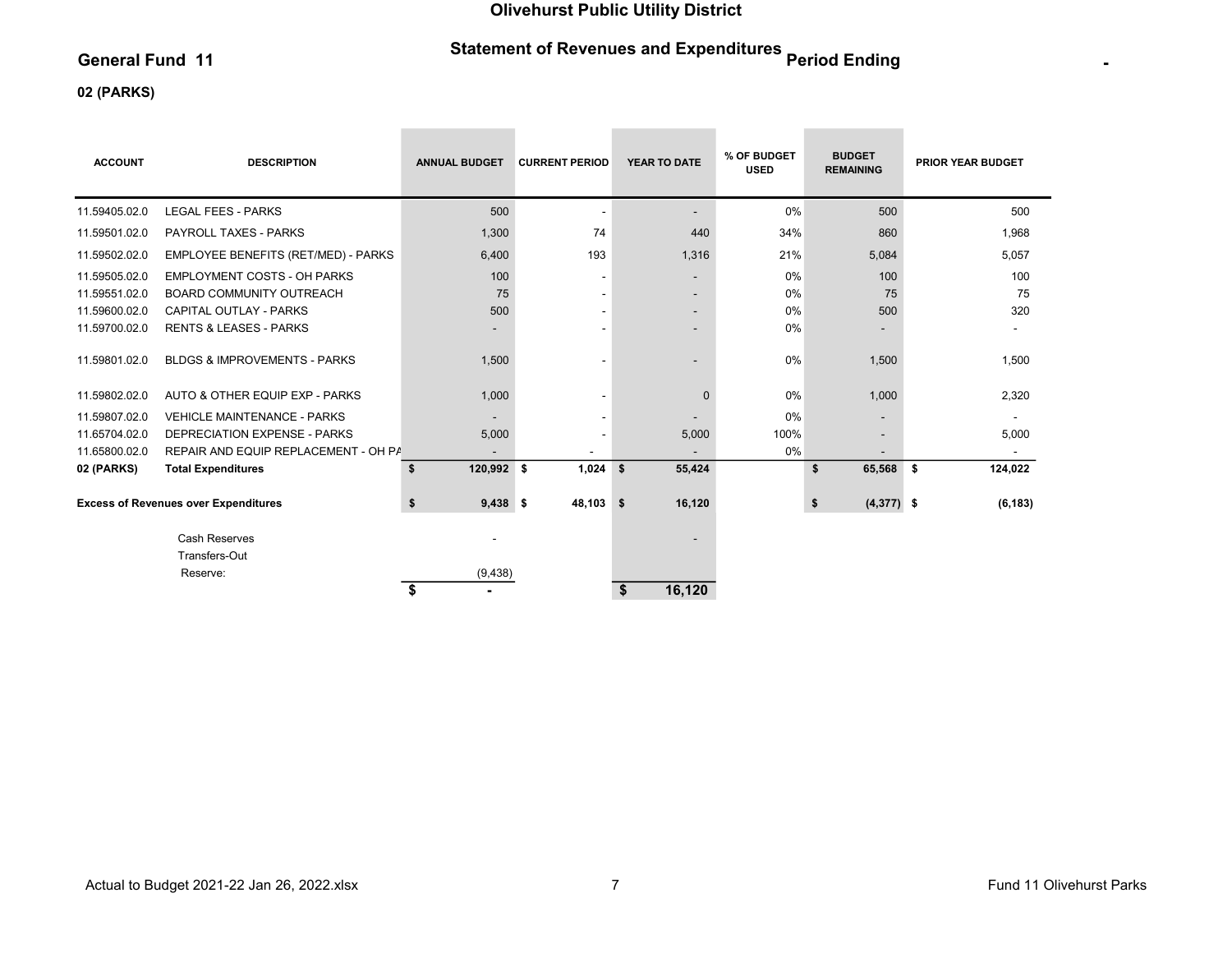# Olivehurst Public Utility District

## General Fund 11 — Statement of Revenues and Expenditures Period Ending -

### 02 (PARKS)

| ACCOUNT | DESCRIPTION | ANNUAL BUDGET | CURRENT PERIOD | YEAR TO DATE | % OF BUDGET USED | BUDGET REMAINING | PRIOR YEAR BUDGET |
|---|---|---|---|---|---|---|---|
| 11.59405.02.0 | LEGAL FEES - PARKS | 500 | - | - | 0% | 500 | 500 |
| 11.59501.02.0 | PAYROLL TAXES - PARKS | 1,300 | 74 | 440 | 34% | 860 | 1,968 |
| 11.59502.02.0 | EMPLOYEE BENEFITS (RET/MED) - PARKS | 6,400 | 193 | 1,316 | 21% | 5,084 | 5,057 |
| 11.59505.02.0 | EMPLOYMENT COSTS - OH PARKS | 100 | - | - | 0% | 100 | 100 |
| 11.59551.02.0 | BOARD COMMUNITY OUTREACH | 75 | - | - | 0% | 75 | 75 |
| 11.59600.02.0 | CAPITAL OUTLAY - PARKS | 500 | - | - | 0% | 500 | 320 |
| 11.59700.02.0 | RENTS & LEASES - PARKS | - | - | - | 0% | - | - |
| 11.59801.02.0 | BLDGS & IMPROVEMENTS - PARKS | 1,500 | - | - | 0% | 1,500 | 1,500 |
| 11.59802.02.0 | AUTO & OTHER EQUIP EXP - PARKS | 1,000 | - | 0 | 0% | 1,000 | 2,320 |
| 11.59807.02.0 | VEHICLE MAINTENANCE - PARKS | - | - | - | 0% | - | - |
| 11.65704.02.0 | DEPRECIATION EXPENSE - PARKS | 5,000 | - | 5,000 | 100% | - | 5,000 |
| 11.65800.02.0 | REPAIR AND EQUIP REPLACEMENT - OH PA | - | - | - | 0% | - | - |
| **02 (PARKS)** | **Total Expenditures** | **$ 120,992** | **$ 1,024** | **$ 55,424** | | **$ 65,568** | **$ 124,022** |
| **Excess of Revenues over Expenditures** | | **$ 9,438** | **$ 48,103** | **$ 16,120** | | **$ (4,377)** | **$ (6,183)** |
| | Cash Reserves | - | | - | | | |
| | Transfers-Out | | | | | | |
| | Reserve: | (9,438) | | | | | |
| | | **$ -** | | **$ 16,120** | | | |

Actual to Budget 2021-22 Jan 26, 2022.xlsx — Fund 11 Olivehurst Parks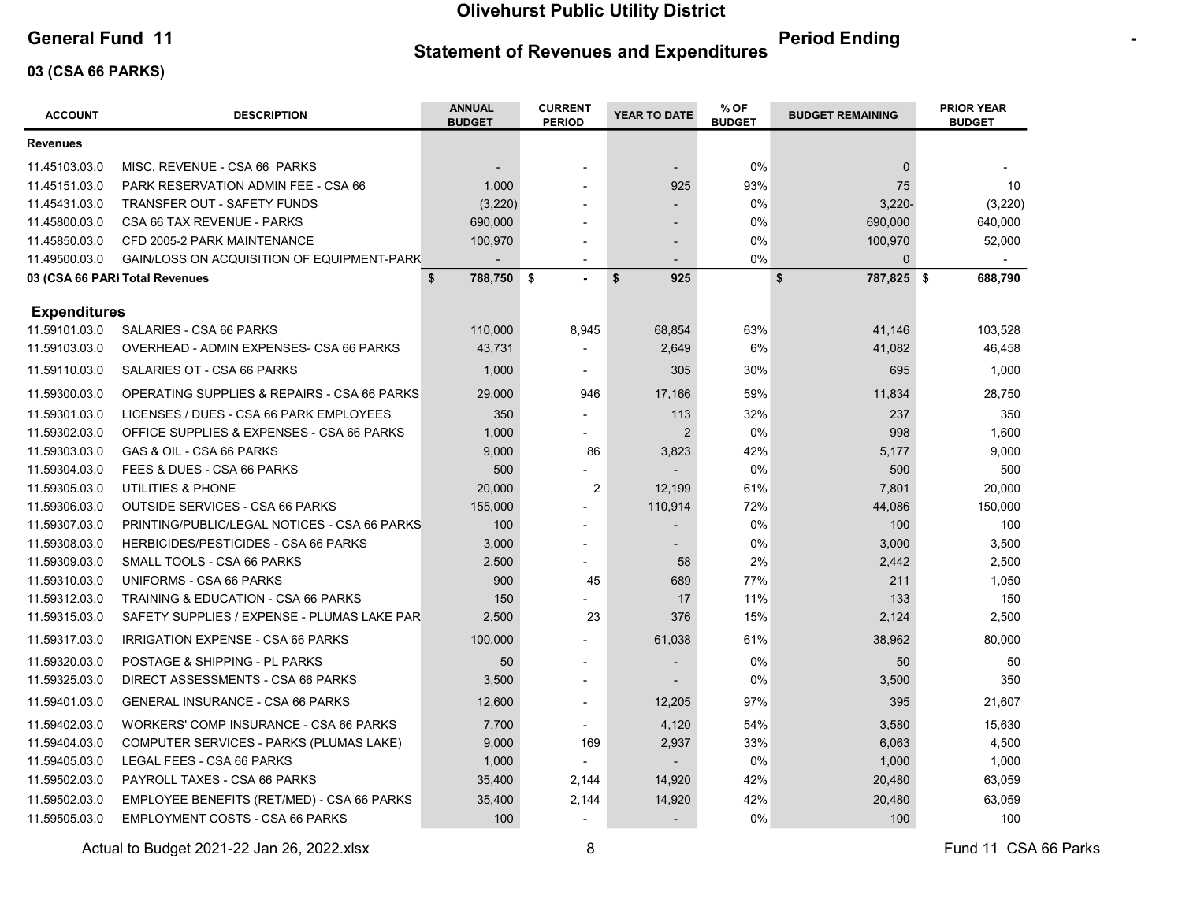# Olivehurst Public Utility District

## General Fund 11

## Statement of Revenues and Expenditures

**Period Ending** -

**03 (CSA 66 PARKS)**

| ACCOUNT | DESCRIPTION | ANNUAL BUDGET | CURRENT PERIOD | YEAR TO DATE | % OF BUDGET | BUDGET REMAINING | PRIOR YEAR BUDGET |
|---|---|---|---|---|---|---|---|
| **Revenues** | | | | | | | |
| 11.45103.03.0 | MISC. REVENUE - CSA 66 PARKS | - | - | - | 0% | 0 | - |
| 11.45151.03.0 | PARK RESERVATION ADMIN FEE - CSA 66 | 1,000 | - | 925 | 93% | 75 | 10 |
| 11.45431.03.0 | TRANSFER OUT - SAFETY FUNDS | (3,220) | - | - | 0% | 3,220- | (3,220) |
| 11.45800.03.0 | CSA 66 TAX REVENUE - PARKS | 690,000 | - | - | 0% | 690,000 | 640,000 |
| 11.45850.03.0 | CFD 2005-2 PARK MAINTENANCE | 100,970 | - | - | 0% | 100,970 | 52,000 |
| 11.49500.03.0 | GAIN/LOSS ON ACQUISITION OF EQUIPMENT-PARK | - | - | - | 0% | 0 | - |
| **03 (CSA 66 PARI Total Revenues** | | **$ 788,750** | **$ -** | **$ 925** | | **$ 787,825** | **$ 688,790** |
| **Expenditures** | | | | | | | |
| 11.59101.03.0 | SALARIES - CSA 66 PARKS | 110,000 | 8,945 | 68,854 | 63% | 41,146 | 103,528 |
| 11.59103.03.0 | OVERHEAD - ADMIN EXPENSES- CSA 66 PARKS | 43,731 | - | 2,649 | 6% | 41,082 | 46,458 |
| 11.59110.03.0 | SALARIES OT - CSA 66 PARKS | 1,000 | - | 305 | 30% | 695 | 1,000 |
| 11.59300.03.0 | OPERATING SUPPLIES & REPAIRS - CSA 66 PARKS | 29,000 | 946 | 17,166 | 59% | 11,834 | 28,750 |
| 11.59301.03.0 | LICENSES / DUES - CSA 66 PARK EMPLOYEES | 350 | - | 113 | 32% | 237 | 350 |
| 11.59302.03.0 | OFFICE SUPPLIES & EXPENSES - CSA 66 PARKS | 1,000 | - | 2 | 0% | 998 | 1,600 |
| 11.59303.03.0 | GAS & OIL - CSA 66 PARKS | 9,000 | 86 | 3,823 | 42% | 5,177 | 9,000 |
| 11.59304.03.0 | FEES & DUES - CSA 66 PARKS | 500 | - | - | 0% | 500 | 500 |
| 11.59305.03.0 | UTILITIES & PHONE | 20,000 | 2 | 12,199 | 61% | 7,801 | 20,000 |
| 11.59306.03.0 | OUTSIDE SERVICES - CSA 66 PARKS | 155,000 | - | 110,914 | 72% | 44,086 | 150,000 |
| 11.59307.03.0 | PRINTING/PUBLIC/LEGAL NOTICES - CSA 66 PARKS | 100 | - | - | 0% | 100 | 100 |
| 11.59308.03.0 | HERBICIDES/PESTICIDES - CSA 66 PARKS | 3,000 | - | - | 0% | 3,000 | 3,500 |
| 11.59309.03.0 | SMALL TOOLS - CSA 66 PARKS | 2,500 | - | 58 | 2% | 2,442 | 2,500 |
| 11.59310.03.0 | UNIFORMS - CSA 66 PARKS | 900 | 45 | 689 | 77% | 211 | 1,050 |
| 11.59312.03.0 | TRAINING & EDUCATION - CSA 66 PARKS | 150 | - | 17 | 11% | 133 | 150 |
| 11.59315.03.0 | SAFETY SUPPLIES / EXPENSE - PLUMAS LAKE PAR | 2,500 | 23 | 376 | 15% | 2,124 | 2,500 |
| 11.59317.03.0 | IRRIGATION EXPENSE - CSA 66 PARKS | 100,000 | - | 61,038 | 61% | 38,962 | 80,000 |
| 11.59320.03.0 | POSTAGE & SHIPPING - PL PARKS | 50 | - | - | 0% | 50 | 50 |
| 11.59325.03.0 | DIRECT ASSESSMENTS - CSA 66 PARKS | 3,500 | - | - | 0% | 3,500 | 350 |
| 11.59401.03.0 | GENERAL INSURANCE - CSA 66 PARKS | 12,600 | - | 12,205 | 97% | 395 | 21,607 |
| 11.59402.03.0 | WORKERS' COMP INSURANCE - CSA 66 PARKS | 7,700 | - | 4,120 | 54% | 3,580 | 15,630 |
| 11.59404.03.0 | COMPUTER SERVICES - PARKS (PLUMAS LAKE) | 9,000 | 169 | 2,937 | 33% | 6,063 | 4,500 |
| 11.59405.03.0 | LEGAL FEES - CSA 66 PARKS | 1,000 | - | - | 0% | 1,000 | 1,000 |
| 11.59502.03.0 | PAYROLL TAXES - CSA 66 PARKS | 35,400 | 2,144 | 14,920 | 42% | 20,480 | 63,059 |
| 11.59502.03.0 | EMPLOYEE BENEFITS (RET/MED) - CSA 66 PARKS | 35,400 | 2,144 | 14,920 | 42% | 20,480 | 63,059 |
| 11.59505.03.0 | EMPLOYMENT COSTS - CSA 66 PARKS | 100 | - | - | 0% | 100 | 100 |

Actual to Budget 2021-22 Jan 26, 2022.xlsx

Fund 11 CSA 66 Parks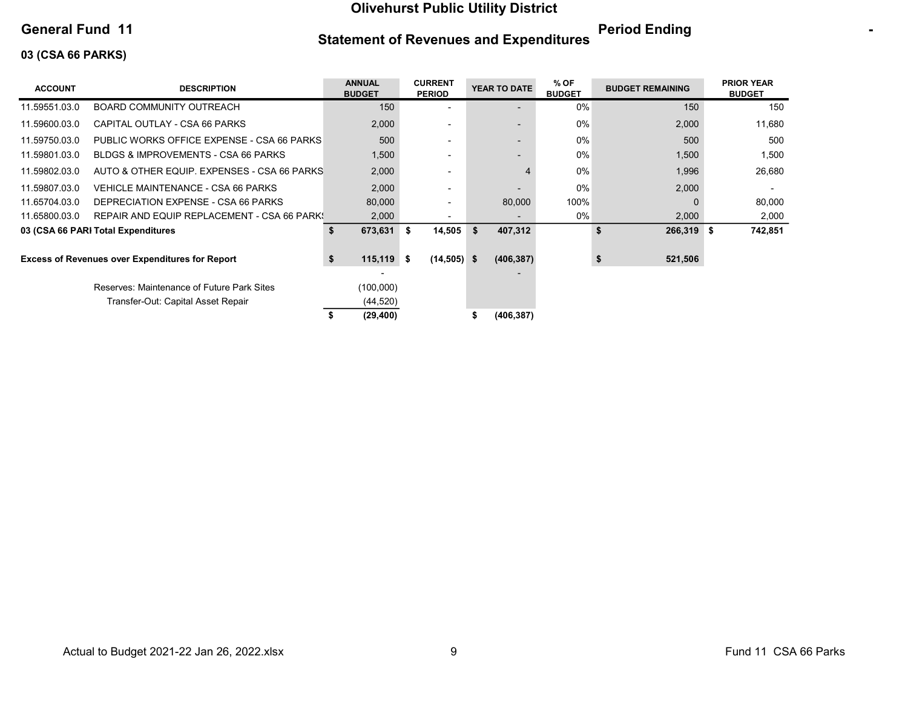**Olivehurst Public Utility District**

**General Fund 11**

**Statement of Revenues and Expenditures**

**Period Ending** -

**03 (CSA 66 PARKS)**

| ACCOUNT | DESCRIPTION | ANNUAL BUDGET | CURRENT PERIOD | YEAR TO DATE | % OF BUDGET | BUDGET REMAINING | PRIOR YEAR BUDGET |
|---|---|---|---|---|---|---|---|
| 11.59551.03.0 | BOARD COMMUNITY OUTREACH | 150 | - | - | 0% | 150 | 150 |
| 11.59600.03.0 | CAPITAL OUTLAY - CSA 66 PARKS | 2,000 | - | - | 0% | 2,000 | 11,680 |
| 11.59750.03.0 | PUBLIC WORKS OFFICE EXPENSE - CSA 66 PARKS | 500 | - | - | 0% | 500 | 500 |
| 11.59801.03.0 | BLDGS & IMPROVEMENTS - CSA 66 PARKS | 1,500 | - | - | 0% | 1,500 | 1,500 |
| 11.59802.03.0 | AUTO & OTHER EQUIP. EXPENSES - CSA 66 PARKS | 2,000 | - | 4 | 0% | 1,996 | 26,680 |
| 11.59807.03.0 | VEHICLE MAINTENANCE - CSA 66 PARKS | 2,000 | - | - | 0% | 2,000 | - |
| 11.65704.03.0 | DEPRECIATION EXPENSE - CSA 66 PARKS | 80,000 | - | 80,000 | 100% | 0 | 80,000 |
| 11.65800.03.0 | REPAIR AND EQUIP REPLACEMENT - CSA 66 PARKS | 2,000 | - | - | 0% | 2,000 | 2,000 |
| **03 (CSA 66 PARI Total Expenditures** | | **$ 673,631** | **$ 14,505** | **$ 407,312** | | **$ 266,319** | **$ 742,851** |
| **Excess of Revenues over Expenditures for Report** | | **$ 115,119** | **$ (14,505)** | **$ (406,387)** | | **$ 521,506** | |
| | | - | | - | | | |
| | Reserves: Maintenance of Future Park Sites | (100,000) | | | | | |
| | Transfer-Out: Capital Asset Repair | (44,520) | | | | | |
| | | **$ (29,400)** | | **$ (406,387)** | | | |

Actual to Budget 2021-22 Jan 26, 2022.xlsx

Fund 11 CSA 66 Parks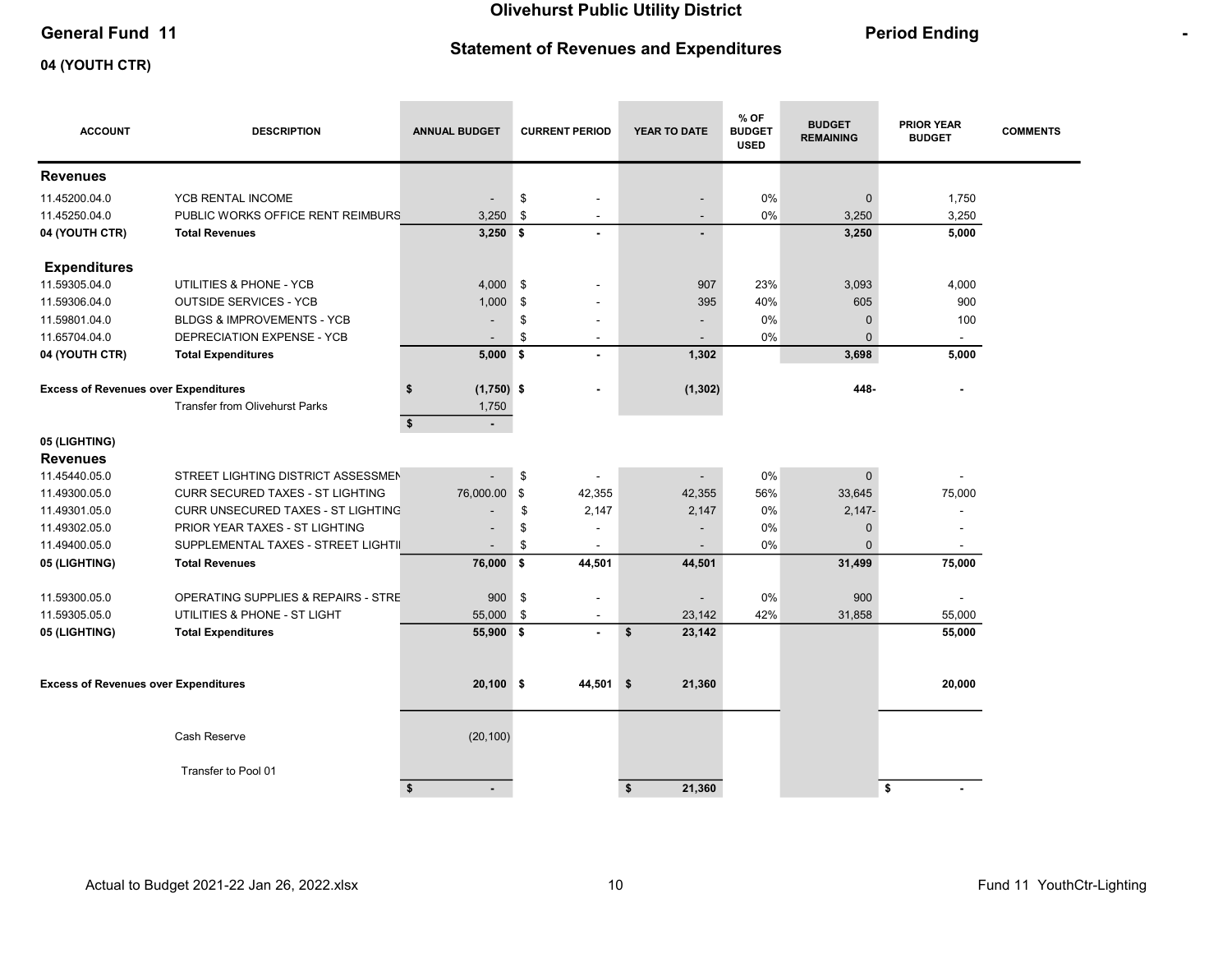# Olivehurst Public Utility District

## Statement of Revenues and Expenditures

**General Fund 11** — **Period Ending** -

**04 (YOUTH CTR)**

| ACCOUNT | DESCRIPTION | ANNUAL BUDGET | CURRENT PERIOD | YEAR TO DATE | % OF BUDGET USED | BUDGET REMAINING | PRIOR YEAR BUDGET | COMMENTS |
|---|---|---|---|---|---|---|---|---|
| **Revenues** | | | | | | | | |
| 11.45200.04.0 | YCB RENTAL INCOME | - | $ - | - | 0% | 0 | 1,750 | |
| 11.45250.04.0 | PUBLIC WORKS OFFICE RENT REIMBURS | 3,250 | $ - | - | 0% | 3,250 | 3,250 | |
| **04 (YOUTH CTR)** | **Total Revenues** | **3,250** | **$ -** | **-** | | **3,250** | **5,000** | |
| **Expenditures** | | | | | | | | |
| 11.59305.04.0 | UTILITIES & PHONE - YCB | 4,000 | $ - | 907 | 23% | 3,093 | 4,000 | |
| 11.59306.04.0 | OUTSIDE SERVICES - YCB | 1,000 | $ - | 395 | 40% | 605 | 900 | |
| 11.59801.04.0 | BLDGS & IMPROVEMENTS - YCB | - | $ - | - | 0% | 0 | 100 | |
| 11.65704.04.0 | DEPRECIATION EXPENSE - YCB | - | $ - | - | 0% | 0 | - | |
| **04 (YOUTH CTR)** | **Total Expenditures** | **5,000** | **$ -** | **1,302** | | **3,698** | **5,000** | |
| **Excess of Revenues over Expenditures** | | **$ (1,750)** | **$ -** | **(1,302)** | | **448-** | **-** | |
| | Transfer from Olivehurst Parks | 1,750 | | | | | | |
| | | **$ -** | | | | | | |
| **05 (LIGHTING)** | | | | | | | | |
| **Revenues** | | | | | | | | |
| 11.45440.05.0 | STREET LIGHTING DISTRICT ASSESSMEN | - | $ - | - | 0% | 0 | - | |
| 11.49300.05.0 | CURR SECURED TAXES - ST LIGHTING | 76,000.00 | $ 42,355 | 42,355 | 56% | 33,645 | 75,000 | |
| 11.49301.05.0 | CURR UNSECURED TAXES - ST LIGHTING | - | $ 2,147 | 2,147 | 0% | 2,147- | - | |
| 11.49302.05.0 | PRIOR YEAR TAXES - ST LIGHTING | - | $ - | - | 0% | 0 | - | |
| 11.49400.05.0 | SUPPLEMENTAL TAXES - STREET LIGHTI | - | $ - | - | 0% | 0 | - | |
| **05 (LIGHTING)** | **Total Revenues** | **76,000** | **$ 44,501** | **44,501** | | **31,499** | **75,000** | |
| 11.59300.05.0 | OPERATING SUPPLIES & REPAIRS - STRE | 900 | $ - | - | 0% | 900 | - | |
| 11.59305.05.0 | UTILITIES & PHONE - ST LIGHT | 55,000 | $ - | 23,142 | 42% | 31,858 | 55,000 | |
| **05 (LIGHTING)** | **Total Expenditures** | **55,900** | **$ -** | **$ 23,142** | | | **55,000** | |
| **Excess of Revenues over Expenditures** | | **20,100** | **$ 44,501** | **$ 21,360** | | | **20,000** | |
| | Cash Reserve | (20,100) | | | | | | |
| | Transfer to Pool 01 | | | | | | | |
| | | **$ -** | | **$ 21,360** | | | **$ -** | |

Actual to Budget 2021-22 Jan 26, 2022.xlsx — Fund 11 YouthCtr-Lighting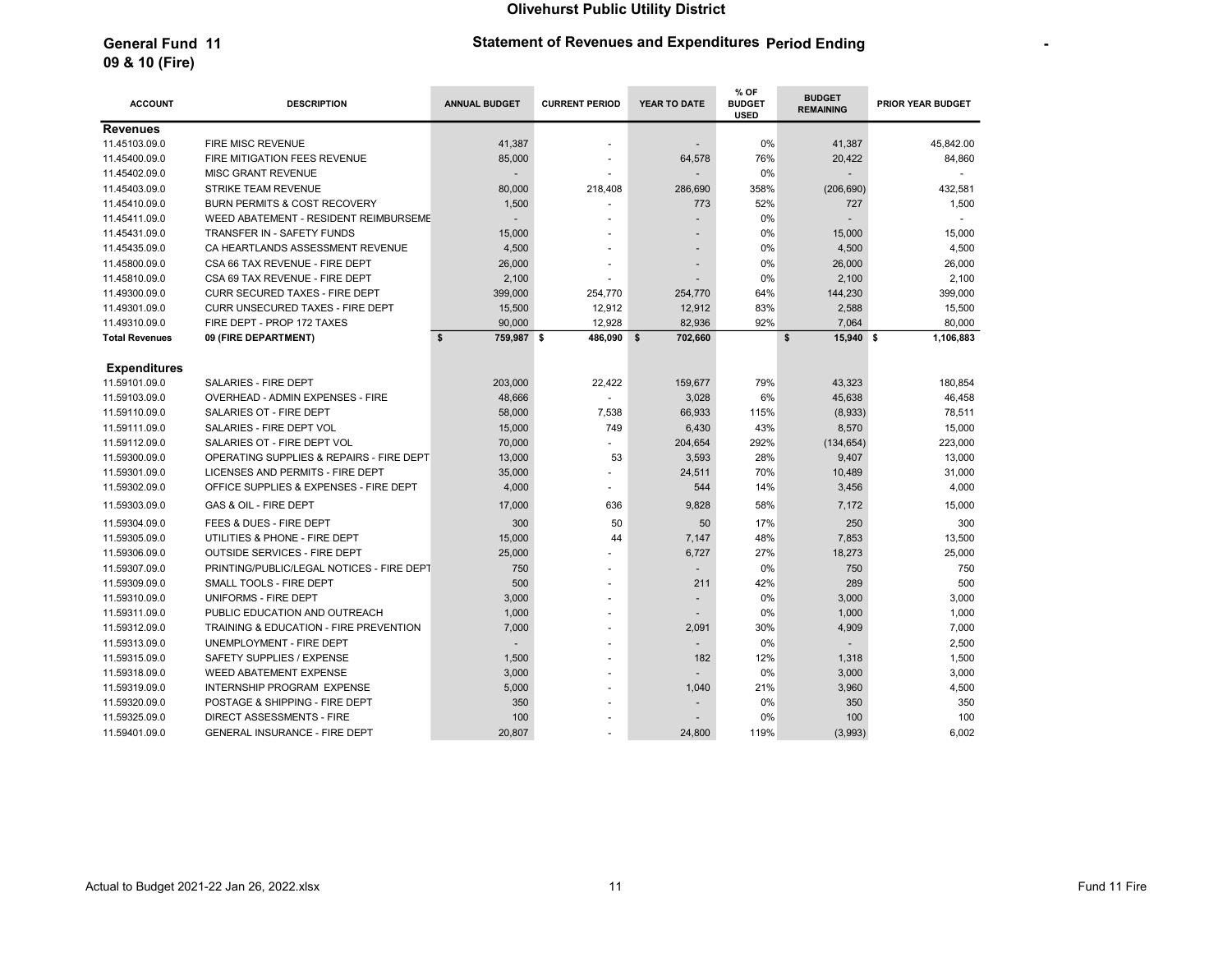# Olivehurst Public Utility District

**General Fund 11**
**09 & 10 (Fire)**

**Statement of Revenues and Expenditures Period Ending** -

| ACCOUNT | DESCRIPTION | ANNUAL BUDGET | CURRENT PERIOD | YEAR TO DATE | % OF BUDGET USED | BUDGET REMAINING | PRIOR YEAR BUDGET |
|---|---|---|---|---|---|---|---|
| **Revenues** | | | | | | | |
| 11.45103.09.0 | FIRE MISC REVENUE | 41,387 | - | - | 0% | 41,387 | 45,842.00 |
| 11.45400.09.0 | FIRE MITIGATION FEES REVENUE | 85,000 | - | 64,578 | 76% | 20,422 | 84,860 |
| 11.45402.09.0 | MISC GRANT REVENUE | - | - | - | 0% | - | - |
| 11.45403.09.0 | STRIKE TEAM REVENUE | 80,000 | 218,408 | 286,690 | 358% | (206,690) | 432,581 |
| 11.45410.09.0 | BURN PERMITS & COST RECOVERY | 1,500 | - | 773 | 52% | 727 | 1,500 |
| 11.45411.09.0 | WEED ABATEMENT - RESIDENT REIMBURSEME | - | - | - | 0% | - | - |
| 11.45431.09.0 | TRANSFER IN - SAFETY FUNDS | 15,000 | - | - | 0% | 15,000 | 15,000 |
| 11.45435.09.0 | CA HEARTLANDS ASSESSMENT REVENUE | 4,500 | - | - | 0% | 4,500 | 4,500 |
| 11.45800.09.0 | CSA 66 TAX REVENUE - FIRE DEPT | 26,000 | - | - | 0% | 26,000 | 26,000 |
| 11.45810.09.0 | CSA 69 TAX REVENUE - FIRE DEPT | 2,100 | - | - | 0% | 2,100 | 2,100 |
| 11.49300.09.0 | CURR SECURED TAXES - FIRE DEPT | 399,000 | 254,770 | 254,770 | 64% | 144,230 | 399,000 |
| 11.49301.09.0 | CURR UNSECURED TAXES - FIRE DEPT | 15,500 | 12,912 | 12,912 | 83% | 2,588 | 15,500 |
| 11.49310.09.0 | FIRE DEPT - PROP 172 TAXES | 90,000 | 12,928 | 82,936 | 92% | 7,064 | 80,000 |
| **Total Revenues** | **09 (FIRE DEPARTMENT)** | **$ 759,987** | **$ 486,090** | **$ 702,660** | | **$ 15,940** | **$ 1,106,883** |
| **Expenditures** | | | | | | | |
| 11.59101.09.0 | SALARIES - FIRE DEPT | 203,000 | 22,422 | 159,677 | 79% | 43,323 | 180,854 |
| 11.59103.09.0 | OVERHEAD - ADMIN EXPENSES - FIRE | 48,666 | - | 3,028 | 6% | 45,638 | 46,458 |
| 11.59110.09.0 | SALARIES OT - FIRE DEPT | 58,000 | 7,538 | 66,933 | 115% | (8,933) | 78,511 |
| 11.59111.09.0 | SALARIES - FIRE DEPT VOL | 15,000 | 749 | 6,430 | 43% | 8,570 | 15,000 |
| 11.59112.09.0 | SALARIES OT - FIRE DEPT VOL | 70,000 | - | 204,654 | 292% | (134,654) | 223,000 |
| 11.59300.09.0 | OPERATING SUPPLIES & REPAIRS - FIRE DEPT | 13,000 | 53 | 3,593 | 28% | 9,407 | 13,000 |
| 11.59301.09.0 | LICENSES AND PERMITS - FIRE DEPT | 35,000 | - | 24,511 | 70% | 10,489 | 31,000 |
| 11.59302.09.0 | OFFICE SUPPLIES & EXPENSES - FIRE DEPT | 4,000 | - | 544 | 14% | 3,456 | 4,000 |
| 11.59303.09.0 | GAS & OIL - FIRE DEPT | 17,000 | 636 | 9,828 | 58% | 7,172 | 15,000 |
| 11.59304.09.0 | FEES & DUES - FIRE DEPT | 300 | 50 | 50 | 17% | 250 | 300 |
| 11.59305.09.0 | UTILITIES & PHONE - FIRE DEPT | 15,000 | 44 | 7,147 | 48% | 7,853 | 13,500 |
| 11.59306.09.0 | OUTSIDE SERVICES - FIRE DEPT | 25,000 | - | 6,727 | 27% | 18,273 | 25,000 |
| 11.59307.09.0 | PRINTING/PUBLIC/LEGAL NOTICES - FIRE DEPT | 750 | - | - | 0% | 750 | 750 |
| 11.59309.09.0 | SMALL TOOLS - FIRE DEPT | 500 | - | 211 | 42% | 289 | 500 |
| 11.59310.09.0 | UNIFORMS - FIRE DEPT | 3,000 | - | - | 0% | 3,000 | 3,000 |
| 11.59311.09.0 | PUBLIC EDUCATION AND OUTREACH | 1,000 | - | - | 0% | 1,000 | 1,000 |
| 11.59312.09.0 | TRAINING & EDUCATION - FIRE PREVENTION | 7,000 | - | 2,091 | 30% | 4,909 | 7,000 |
| 11.59313.09.0 | UNEMPLOYMENT - FIRE DEPT | - | - | - | 0% | - | 2,500 |
| 11.59315.09.0 | SAFETY SUPPLIES / EXPENSE | 1,500 | - | 182 | 12% | 1,318 | 1,500 |
| 11.59318.09.0 | WEED ABATEMENT EXPENSE | 3,000 | - | - | 0% | 3,000 | 3,000 |
| 11.59319.09.0 | INTERNSHIP PROGRAM EXPENSE | 5,000 | - | 1,040 | 21% | 3,960 | 4,500 |
| 11.59320.09.0 | POSTAGE & SHIPPING - FIRE DEPT | 350 | - | - | 0% | 350 | 350 |
| 11.59325.09.0 | DIRECT ASSESSMENTS - FIRE | 100 | - | - | 0% | 100 | 100 |
| 11.59401.09.0 | GENERAL INSURANCE - FIRE DEPT | 20,807 | - | 24,800 | 119% | (3,993) | 6,002 |

Actual to Budget 2021-22 Jan 26, 2022.xlsx — Fund 11 Fire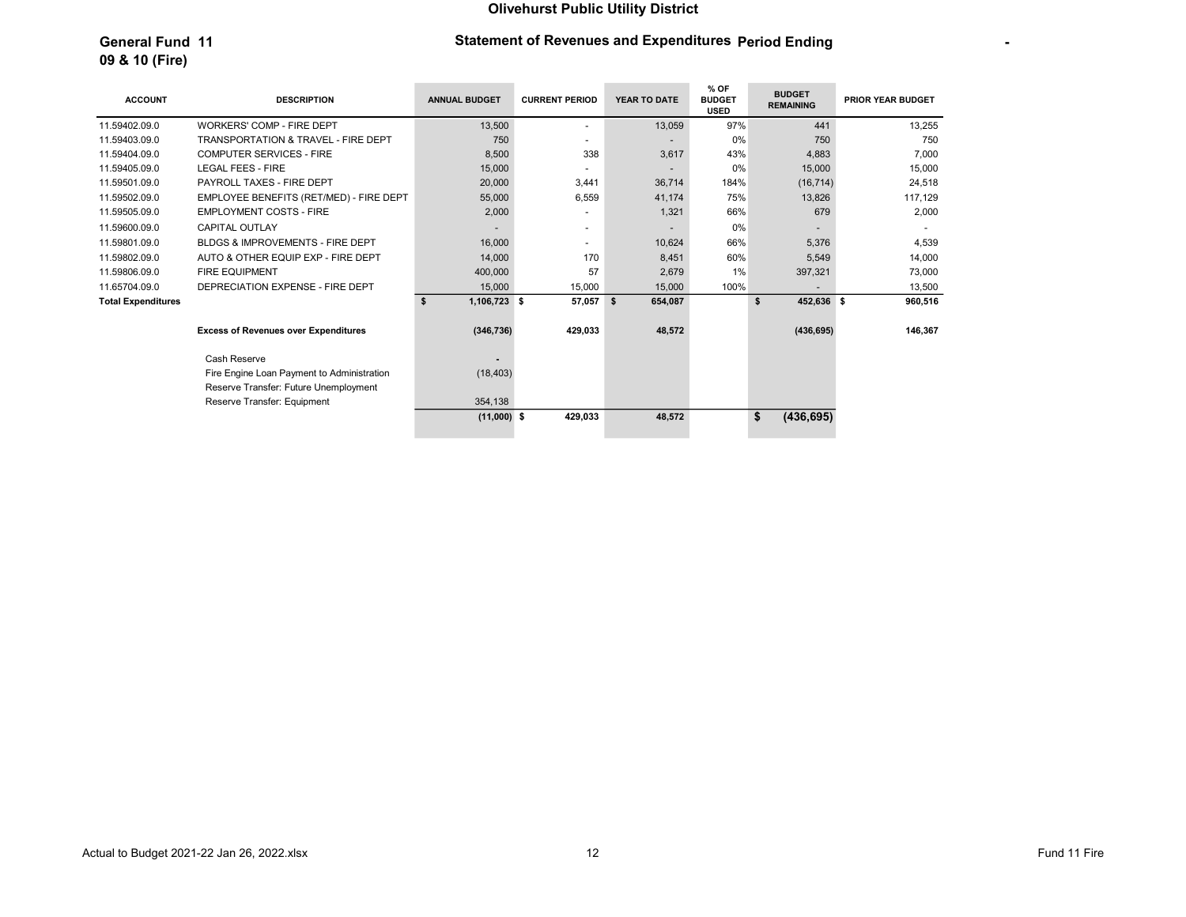**Olivehurst Public Utility District**

**General Fund 11**
**09 & 10 (Fire)**

**Statement of Revenues and Expenditures Period Ending** -

| ACCOUNT | DESCRIPTION | ANNUAL BUDGET | CURRENT PERIOD | YEAR TO DATE | % OF BUDGET USED | BUDGET REMAINING | PRIOR YEAR BUDGET |
|---|---|---|---|---|---|---|---|
| 11.59402.09.0 | WORKERS' COMP - FIRE DEPT | 13,500 | - | 13,059 | 97% | 441 | 13,255 |
| 11.59403.09.0 | TRANSPORTATION & TRAVEL - FIRE DEPT | 750 | - | - | 0% | 750 | 750 |
| 11.59404.09.0 | COMPUTER SERVICES - FIRE | 8,500 | 338 | 3,617 | 43% | 4,883 | 7,000 |
| 11.59405.09.0 | LEGAL FEES - FIRE | 15,000 | - | - | 0% | 15,000 | 15,000 |
| 11.59501.09.0 | PAYROLL TAXES - FIRE DEPT | 20,000 | 3,441 | 36,714 | 184% | (16,714) | 24,518 |
| 11.59502.09.0 | EMPLOYEE BENEFITS (RET/MED) - FIRE DEPT | 55,000 | 6,559 | 41,174 | 75% | 13,826 | 117,129 |
| 11.59505.09.0 | EMPLOYMENT COSTS - FIRE | 2,000 | - | 1,321 | 66% | 679 | 2,000 |
| 11.59600.09.0 | CAPITAL OUTLAY | - | - | - | 0% | - | - |
| 11.59801.09.0 | BLDGS & IMPROVEMENTS - FIRE DEPT | 16,000 | - | 10,624 | 66% | 5,376 | 4,539 |
| 11.59802.09.0 | AUTO & OTHER EQUIP EXP - FIRE DEPT | 14,000 | 170 | 8,451 | 60% | 5,549 | 14,000 |
| 11.59806.09.0 | FIRE EQUIPMENT | 400,000 | 57 | 2,679 | 1% | 397,321 | 73,000 |
| 11.65704.09.0 | DEPRECIATION EXPENSE - FIRE DEPT | 15,000 | 15,000 | 15,000 | 100% | - | 13,500 |
| **Total Expenditures** | | **$ 1,106,723** | **$ 57,057** | **$ 654,087** | | **$ 452,636** | **$ 960,516** |
| | **Excess of Revenues over Expenditures** | **(346,736)** | **429,033** | **48,572** | | **(436,695)** | **146,367** |
| | Cash Reserve | - | | | | | |
| | Fire Engine Loan Payment to Administration | (18,403) | | | | | |
| | Reserve Transfer: Future Unemployment | | | | | | |
| | Reserve Transfer: Equipment | 354,138 | | | | | |
| | | **(11,000)** | **$ 429,033** | **48,572** | | **$ (436,695)** | |

Actual to Budget 2021-22 Jan 26, 2022.xlsx

Fund 11 Fire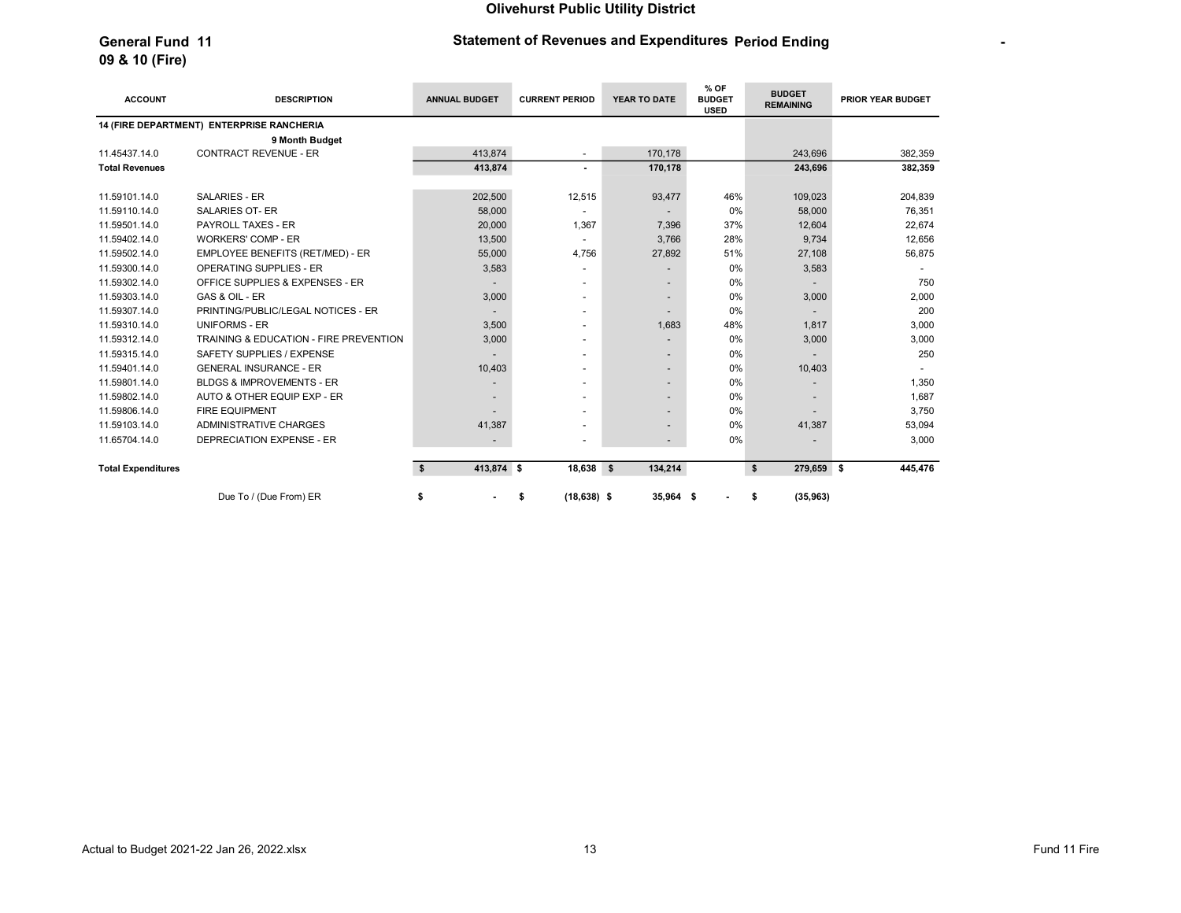# Olivehurst Public Utility District

**General Fund 11**
**09 & 10 (Fire)**

**Statement of Revenues and Expenditures Period Ending** -

| ACCOUNT | DESCRIPTION | ANNUAL BUDGET | CURRENT PERIOD | YEAR TO DATE | % OF BUDGET USED | BUDGET REMAINING | PRIOR YEAR BUDGET |
|---|---|---|---|---|---|---|---|
| **14 (FIRE DEPARTMENT) ENTERPRISE RANCHERIA** | | | | | | | |
| | **9 Month Budget** | | | | | | |
| 11.45437.14.0 | CONTRACT REVENUE - ER | 413,874 | - | 170,178 | | 243,696 | 382,359 |
| **Total Revenues** | | **413,874** | **-** | **170,178** | | **243,696** | **382,359** |
| 11.59101.14.0 | SALARIES - ER | 202,500 | 12,515 | 93,477 | 46% | 109,023 | 204,839 |
| 11.59110.14.0 | SALARIES OT- ER | 58,000 | - | - | 0% | 58,000 | 76,351 |
| 11.59501.14.0 | PAYROLL TAXES - ER | 20,000 | 1,367 | 7,396 | 37% | 12,604 | 22,674 |
| 11.59402.14.0 | WORKERS' COMP - ER | 13,500 | - | 3,766 | 28% | 9,734 | 12,656 |
| 11.59502.14.0 | EMPLOYEE BENEFITS (RET/MED) - ER | 55,000 | 4,756 | 27,892 | 51% | 27,108 | 56,875 |
| 11.59300.14.0 | OPERATING SUPPLIES - ER | 3,583 | - | - | 0% | 3,583 | - |
| 11.59302.14.0 | OFFICE SUPPLIES & EXPENSES - ER | - | - | - | 0% | - | 750 |
| 11.59303.14.0 | GAS & OIL - ER | 3,000 | - | - | 0% | 3,000 | 2,000 |
| 11.59307.14.0 | PRINTING/PUBLIC/LEGAL NOTICES - ER | - | - | - | 0% | - | 200 |
| 11.59310.14.0 | UNIFORMS - ER | 3,500 | - | 1,683 | 48% | 1,817 | 3,000 |
| 11.59312.14.0 | TRAINING & EDUCATION - FIRE PREVENTION | 3,000 | - | - | 0% | 3,000 | 3,000 |
| 11.59315.14.0 | SAFETY SUPPLIES / EXPENSE | - | - | - | 0% | - | 250 |
| 11.59401.14.0 | GENERAL INSURANCE - ER | 10,403 | - | - | 0% | 10,403 | - |
| 11.59801.14.0 | BLDGS & IMPROVEMENTS - ER | - | - | - | 0% | - | 1,350 |
| 11.59802.14.0 | AUTO & OTHER EQUIP EXP - ER | - | - | - | 0% | - | 1,687 |
| 11.59806.14.0 | FIRE EQUIPMENT | - | - | - | 0% | - | 3,750 |
| 11.59103.14.0 | ADMINISTRATIVE CHARGES | 41,387 | - | - | 0% | 41,387 | 53,094 |
| 11.65704.14.0 | DEPRECIATION EXPENSE - ER | - | - | - | 0% | - | 3,000 |
| **Total Expenditures** | | **$ 413,874** | **$ 18,638** | **$ 134,214** | | **$ 279,659** | **$ 445,476** |
| | Due To / (Due From) ER | $ - | $ (18,638) | $ 35,964 | $ - | $ (35,963) | |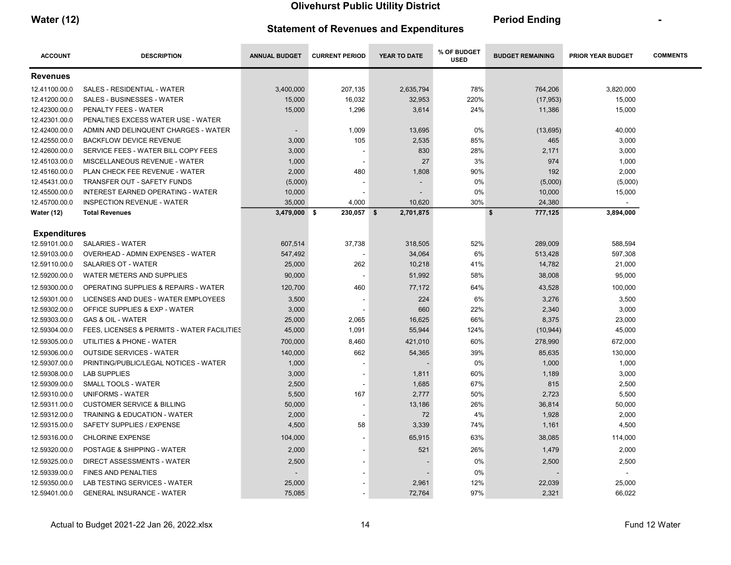# Olivehurst Public Utility District

**Water (12)**

## Statement of Revenues and Expenditures

**Period Ending** -

| ACCOUNT | DESCRIPTION | ANNUAL BUDGET | CURRENT PERIOD | YEAR TO DATE | % OF BUDGET USED | BUDGET REMAINING | PRIOR YEAR BUDGET | COMMENTS |
|---|---|---|---|---|---|---|---|---|
| **Revenues** | | | | | | | | |
| 12.41100.00.0 | SALES - RESIDENTIAL - WATER | 3,400,000 | 207,135 | 2,635,794 | 78% | 764,206 | 3,820,000 | |
| 12.41200.00.0 | SALES - BUSINESSES - WATER | 15,000 | 16,032 | 32,953 | 220% | (17,953) | 15,000 | |
| 12.42300.00.0 | PENALTY FEES - WATER | 15,000 | 1,296 | 3,614 | 24% | 11,386 | 15,000 | |
| 12.42301.00.0 | PENALTIES EXCESS WATER USE - WATER | | | | | | | |
| 12.42400.00.0 | ADMIN AND DELINQUENT CHARGES - WATER | - | 1,009 | 13,695 | 0% | (13,695) | 40,000 | |
| 12.42550.00.0 | BACKFLOW DEVICE REVENUE | 3,000 | 105 | 2,535 | 85% | 465 | 3,000 | |
| 12.42600.00.0 | SERVICE FEES - WATER BILL COPY FEES | 3,000 | - | 830 | 28% | 2,171 | 3,000 | |
| 12.45103.00.0 | MISCELLANEOUS REVENUE - WATER | 1,000 | - | 27 | 3% | 974 | 1,000 | |
| 12.45160.00.0 | PLAN CHECK FEE REVENUE - WATER | 2,000 | 480 | 1,808 | 90% | 192 | 2,000 | |
| 12.45431.00.0 | TRANSFER OUT - SAFETY FUNDS | (5,000) | - | - | 0% | (5,000) | (5,000) | |
| 12.45500.00.0 | INTEREST EARNED OPERATING - WATER | 10,000 | - | - | 0% | 10,000 | 15,000 | |
| 12.45700.00.0 | INSPECTION REVENUE - WATER | 35,000 | 4,000 | 10,620 | 30% | 24,380 | - | |
| **Water (12)** | **Total Revenues** | **3,479,000** | **$ 230,057** | **$ 2,701,875** | | **$ 777,125** | **3,894,000** | |
| **Expenditures** | | | | | | | | |
| 12.59101.00.0 | SALARIES - WATER | 607,514 | 37,738 | 318,505 | 52% | 289,009 | 588,594 | |
| 12.59103.00.0 | OVERHEAD - ADMIN EXPENSES - WATER | 547,492 | - | 34,064 | 6% | 513,428 | 597,308 | |
| 12.59110.00.0 | SALARIES OT - WATER | 25,000 | 262 | 10,218 | 41% | 14,782 | 21,000 | |
| 12.59200.00.0 | WATER METERS AND SUPPLIES | 90,000 | - | 51,992 | 58% | 38,008 | 95,000 | |
| 12.59300.00.0 | OPERATING SUPPLIES & REPAIRS - WATER | 120,700 | 460 | 77,172 | 64% | 43,528 | 100,000 | |
| 12.59301.00.0 | LICENSES AND DUES - WATER EMPLOYEES | 3,500 | - | 224 | 6% | 3,276 | 3,500 | |
| 12.59302.00.0 | OFFICE SUPPLIES & EXP - WATER | 3,000 | - | 660 | 22% | 2,340 | 3,000 | |
| 12.59303.00.0 | GAS & OIL - WATER | 25,000 | 2,065 | 16,625 | 66% | 8,375 | 23,000 | |
| 12.59304.00.0 | FEES, LICENSES & PERMITS - WATER FACILITIES | 45,000 | 1,091 | 55,944 | 124% | (10,944) | 45,000 | |
| 12.59305.00.0 | UTILITIES & PHONE - WATER | 700,000 | 8,460 | 421,010 | 60% | 278,990 | 672,000 | |
| 12.59306.00.0 | OUTSIDE SERVICES - WATER | 140,000 | 662 | 54,365 | 39% | 85,635 | 130,000 | |
| 12.59307.00.0 | PRINTING/PUBLIC/LEGAL NOTICES - WATER | 1,000 | - | - | 0% | 1,000 | 1,000 | |
| 12.59308.00.0 | LAB SUPPLIES | 3,000 | - | 1,811 | 60% | 1,189 | 3,000 | |
| 12.59309.00.0 | SMALL TOOLS - WATER | 2,500 | - | 1,685 | 67% | 815 | 2,500 | |
| 12.59310.00.0 | UNIFORMS - WATER | 5,500 | 167 | 2,777 | 50% | 2,723 | 5,500 | |
| 12.59311.00.0 | CUSTOMER SERVICE & BILLING | 50,000 | - | 13,186 | 26% | 36,814 | 50,000 | |
| 12.59312.00.0 | TRAINING & EDUCATION - WATER | 2,000 | - | 72 | 4% | 1,928 | 2,000 | |
| 12.59315.00.0 | SAFETY SUPPLIES / EXPENSE | 4,500 | 58 | 3,339 | 74% | 1,161 | 4,500 | |
| 12.59316.00.0 | CHLORINE EXPENSE | 104,000 | - | 65,915 | 63% | 38,085 | 114,000 | |
| 12.59320.00.0 | POSTAGE & SHIPPING - WATER | 2,000 | - | 521 | 26% | 1,479 | 2,000 | |
| 12.59325.00.0 | DIRECT ASSESSMENTS - WATER | 2,500 | - | - | 0% | 2,500 | 2,500 | |
| 12.59339.00.0 | FINES AND PENALTIES | - | - | - | 0% | - | - | |
| 12.59350.00.0 | LAB TESTING SERVICES - WATER | 25,000 | - | 2,961 | 12% | 22,039 | 25,000 | |
| 12.59401.00.0 | GENERAL INSURANCE - WATER | 75,085 | - | 72,764 | 97% | 2,321 | 66,022 | |

Actual to Budget 2021-22 Jan 26, 2022.xlsx

Fund 12 Water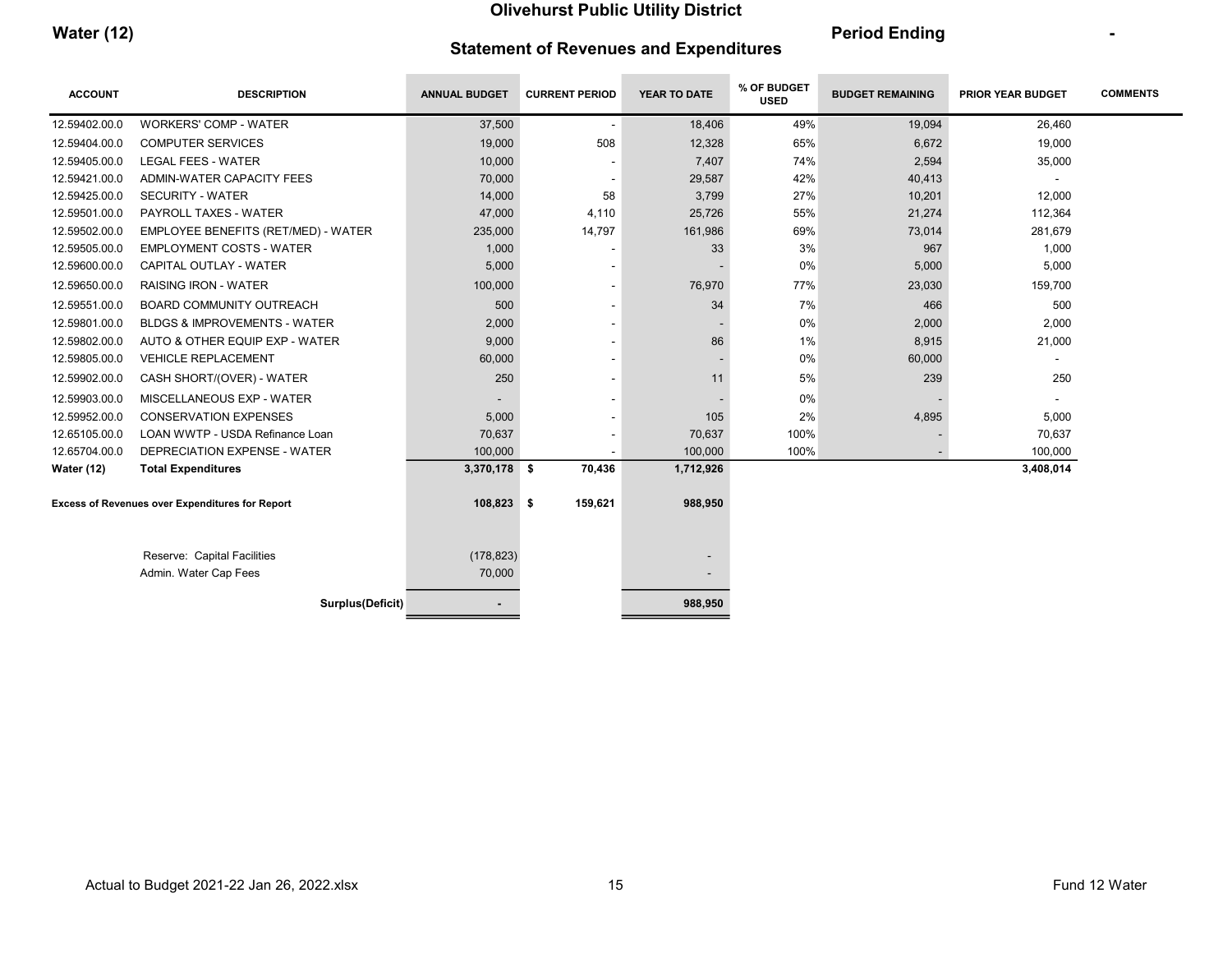# Olivehurst Public Utility District

**Water (12)**

## Statement of Revenues and Expenditures

**Period Ending** -

| ACCOUNT | DESCRIPTION | ANNUAL BUDGET | CURRENT PERIOD | YEAR TO DATE | % OF BUDGET USED | BUDGET REMAINING | PRIOR YEAR BUDGET | COMMENTS |
|---|---|---|---|---|---|---|---|---|
| 12.59402.00.0 | WORKERS' COMP - WATER | 37,500 | - | 18,406 | 49% | 19,094 | 26,460 | |
| 12.59404.00.0 | COMPUTER SERVICES | 19,000 | 508 | 12,328 | 65% | 6,672 | 19,000 | |
| 12.59405.00.0 | LEGAL FEES - WATER | 10,000 | - | 7,407 | 74% | 2,594 | 35,000 | |
| 12.59421.00.0 | ADMIN-WATER CAPACITY FEES | 70,000 | - | 29,587 | 42% | 40,413 | - | |
| 12.59425.00.0 | SECURITY - WATER | 14,000 | 58 | 3,799 | 27% | 10,201 | 12,000 | |
| 12.59501.00.0 | PAYROLL TAXES - WATER | 47,000 | 4,110 | 25,726 | 55% | 21,274 | 112,364 | |
| 12.59502.00.0 | EMPLOYEE BENEFITS (RET/MED) - WATER | 235,000 | 14,797 | 161,986 | 69% | 73,014 | 281,679 | |
| 12.59505.00.0 | EMPLOYMENT COSTS - WATER | 1,000 | - | 33 | 3% | 967 | 1,000 | |
| 12.59600.00.0 | CAPITAL OUTLAY - WATER | 5,000 | - | - | 0% | 5,000 | 5,000 | |
| 12.59650.00.0 | RAISING IRON - WATER | 100,000 | - | 76,970 | 77% | 23,030 | 159,700 | |
| 12.59551.00.0 | BOARD COMMUNITY OUTREACH | 500 | - | 34 | 7% | 466 | 500 | |
| 12.59801.00.0 | BLDGS & IMPROVEMENTS - WATER | 2,000 | - | - | 0% | 2,000 | 2,000 | |
| 12.59802.00.0 | AUTO & OTHER EQUIP EXP - WATER | 9,000 | - | 86 | 1% | 8,915 | 21,000 | |
| 12.59805.00.0 | VEHICLE REPLACEMENT | 60,000 | - | - | 0% | 60,000 | - | |
| 12.59902.00.0 | CASH SHORT/(OVER) - WATER | 250 | - | 11 | 5% | 239 | 250 | |
| 12.59903.00.0 | MISCELLANEOUS EXP - WATER | - | - | - | 0% | - | - | |
| 12.59952.00.0 | CONSERVATION EXPENSES | 5,000 | - | 105 | 2% | 4,895 | 5,000 | |
| 12.65105.00.0 | LOAN WWTP - USDA Refinance Loan | 70,637 | - | 70,637 | 100% | - | 70,637 | |
| 12.65704.00.0 | DEPRECIATION EXPENSE - WATER | 100,000 | - | 100,000 | 100% | - | 100,000 | |
| **Water (12)** | **Total Expenditures** | **3,370,178** | **$ 70,436** | **1,712,926** | | | **3,408,014** | |
| **Excess of Revenues over Expenditures for Report** | | **108,823** | **$ 159,621** | **988,950** | | | | |
| | Reserve: Capital Facilities | (178,823) | | - | | | | |
| | Admin. Water Cap Fees | 70,000 | | - | | | | |
| | **Surplus(Deficit)** | **-** | | **988,950** | | | | |

Actual to Budget 2021-22 Jan 26, 2022.xlsx

Fund 12 Water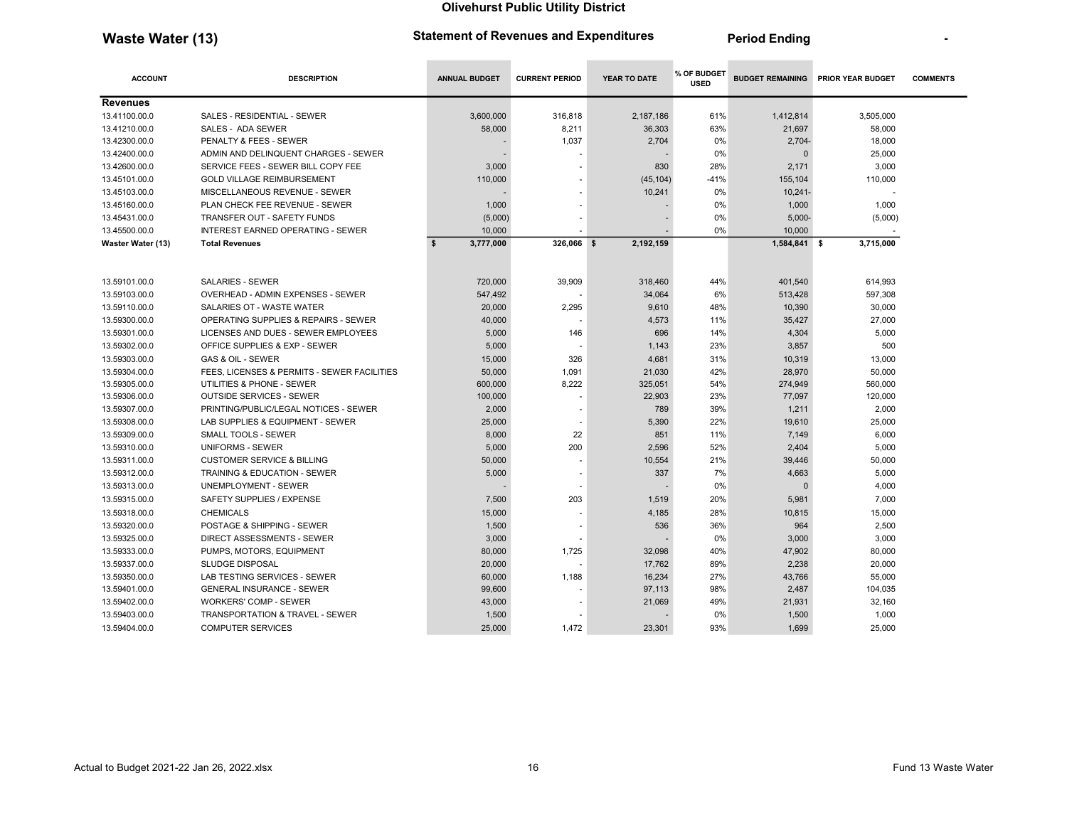# Olivehurst Public Utility District

## Waste Water (13)

**Statement of Revenues and Expenditures** | **Period Ending** -

| ACCOUNT | DESCRIPTION | ANNUAL BUDGET | CURRENT PERIOD | YEAR TO DATE | % OF BUDGET USED | BUDGET REMAINING | PRIOR YEAR BUDGET | COMMENTS |
|---|---|---|---|---|---|---|---|---|
| **Revenues** | | | | | | | | |
| 13.41100.00.0 | SALES - RESIDENTIAL - SEWER | 3,600,000 | 316,818 | 2,187,186 | 61% | 1,412,814 | 3,505,000 | |
| 13.41210.00.0 | SALES - ADA SEWER | 58,000 | 8,211 | 36,303 | 63% | 21,697 | 58,000 | |
| 13.42300.00.0 | PENALTY & FEES - SEWER | - | 1,037 | 2,704 | 0% | 2,704- | 18,000 | |
| 13.42400.00.0 | ADMIN AND DELINQUENT CHARGES - SEWER | - | - | - | 0% | 0 | 25,000 | |
| 13.42600.00.0 | SERVICE FEES - SEWER BILL COPY FEE | 3,000 | - | 830 | 28% | 2,171 | 3,000 | |
| 13.45101.00.0 | GOLD VILLAGE REIMBURSEMENT | 110,000 | - | (45,104) | -41% | 155,104 | 110,000 | |
| 13.45103.00.0 | MISCELLANEOUS REVENUE - SEWER | - | - | 10,241 | 0% | 10,241- | - | |
| 13.45160.00.0 | PLAN CHECK FEE REVENUE - SEWER | 1,000 | - | - | 0% | 1,000 | 1,000 | |
| 13.45431.00.0 | TRANSFER OUT - SAFETY FUNDS | (5,000) | - | - | 0% | 5,000- | (5,000) | |
| 13.45500.00.0 | INTEREST EARNED OPERATING - SEWER | 10,000 | - | - | 0% | 10,000 | - | |
| **Waster Water (13)** | **Total Revenues** | **$ 3,777,000** | **326,066** | **$ 2,192,159** | | **1,584,841** | **$ 3,715,000** | |
| 13.59101.00.0 | SALARIES - SEWER | 720,000 | 39,909 | 318,460 | 44% | 401,540 | 614,993 | |
| 13.59103.00.0 | OVERHEAD - ADMIN EXPENSES - SEWER | 547,492 | - | 34,064 | 6% | 513,428 | 597,308 | |
| 13.59110.00.0 | SALARIES OT - WASTE WATER | 20,000 | 2,295 | 9,610 | 48% | 10,390 | 30,000 | |
| 13.59300.00.0 | OPERATING SUPPLIES & REPAIRS - SEWER | 40,000 | - | 4,573 | 11% | 35,427 | 27,000 | |
| 13.59301.00.0 | LICENSES AND DUES - SEWER EMPLOYEES | 5,000 | 146 | 696 | 14% | 4,304 | 5,000 | |
| 13.59302.00.0 | OFFICE SUPPLIES & EXP - SEWER | 5,000 | - | 1,143 | 23% | 3,857 | 500 | |
| 13.59303.00.0 | GAS & OIL - SEWER | 15,000 | 326 | 4,681 | 31% | 10,319 | 13,000 | |
| 13.59304.00.0 | FEES, LICENSES & PERMITS - SEWER FACILITIES | 50,000 | 1,091 | 21,030 | 42% | 28,970 | 50,000 | |
| 13.59305.00.0 | UTILITIES & PHONE - SEWER | 600,000 | 8,222 | 325,051 | 54% | 274,949 | 560,000 | |
| 13.59306.00.0 | OUTSIDE SERVICES - SEWER | 100,000 | - | 22,903 | 23% | 77,097 | 120,000 | |
| 13.59307.00.0 | PRINTING/PUBLIC/LEGAL NOTICES - SEWER | 2,000 | - | 789 | 39% | 1,211 | 2,000 | |
| 13.59308.00.0 | LAB SUPPLIES & EQUIPMENT - SEWER | 25,000 | - | 5,390 | 22% | 19,610 | 25,000 | |
| 13.59309.00.0 | SMALL TOOLS - SEWER | 8,000 | 22 | 851 | 11% | 7,149 | 6,000 | |
| 13.59310.00.0 | UNIFORMS - SEWER | 5,000 | 200 | 2,596 | 52% | 2,404 | 5,000 | |
| 13.59311.00.0 | CUSTOMER SERVICE & BILLING | 50,000 | - | 10,554 | 21% | 39,446 | 50,000 | |
| 13.59312.00.0 | TRAINING & EDUCATION - SEWER | 5,000 | - | 337 | 7% | 4,663 | 5,000 | |
| 13.59313.00.0 | UNEMPLOYMENT - SEWER | - | - | - | 0% | 0 | 4,000 | |
| 13.59315.00.0 | SAFETY SUPPLIES / EXPENSE | 7,500 | 203 | 1,519 | 20% | 5,981 | 7,000 | |
| 13.59318.00.0 | CHEMICALS | 15,000 | - | 4,185 | 28% | 10,815 | 15,000 | |
| 13.59320.00.0 | POSTAGE & SHIPPING - SEWER | 1,500 | - | 536 | 36% | 964 | 2,500 | |
| 13.59325.00.0 | DIRECT ASSESSMENTS - SEWER | 3,000 | - | - | 0% | 3,000 | 3,000 | |
| 13.59333.00.0 | PUMPS, MOTORS, EQUIPMENT | 80,000 | 1,725 | 32,098 | 40% | 47,902 | 80,000 | |
| 13.59337.00.0 | SLUDGE DISPOSAL | 20,000 | - | 17,762 | 89% | 2,238 | 20,000 | |
| 13.59350.00.0 | LAB TESTING SERVICES - SEWER | 60,000 | 1,188 | 16,234 | 27% | 43,766 | 55,000 | |
| 13.59401.00.0 | GENERAL INSURANCE - SEWER | 99,600 | - | 97,113 | 98% | 2,487 | 104,035 | |
| 13.59402.00.0 | WORKERS' COMP - SEWER | 43,000 | - | 21,069 | 49% | 21,931 | 32,160 | |
| 13.59403.00.0 | TRANSPORTATION & TRAVEL - SEWER | 1,500 | - | - | 0% | 1,500 | 1,000 | |
| 13.59404.00.0 | COMPUTER SERVICES | 25,000 | 1,472 | 23,301 | 93% | 1,699 | 25,000 | |

Actual to Budget 2021-22 Jan 26, 2022.xlsx — Fund 13 Waste Water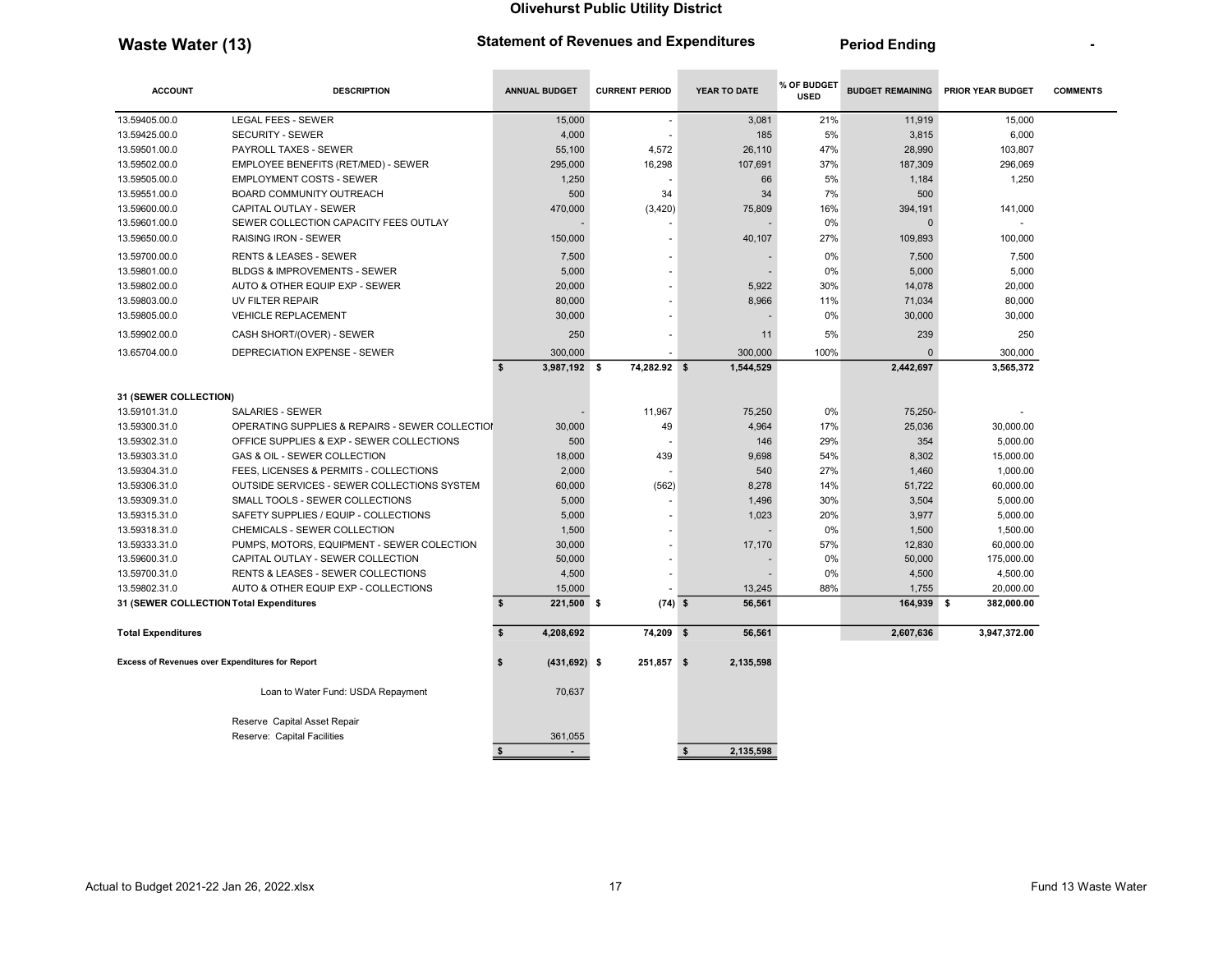**Olivehurst Public Utility District**

## Waste Water (13)

**Statement of Revenues and Expenditures** **Period Ending** -

| ACCOUNT | DESCRIPTION | ANNUAL BUDGET | CURRENT PERIOD | YEAR TO DATE | % OF BUDGET USED | BUDGET REMAINING | PRIOR YEAR BUDGET | COMMENTS |
|---|---|---|---|---|---|---|---|---|
| 13.59405.00.0 | LEGAL FEES - SEWER | 15,000 | - | 3,081 | 21% | 11,919 | 15,000 | |
| 13.59425.00.0 | SECURITY - SEWER | 4,000 | - | 185 | 5% | 3,815 | 6,000 | |
| 13.59501.00.0 | PAYROLL TAXES - SEWER | 55,100 | 4,572 | 26,110 | 47% | 28,990 | 103,807 | |
| 13.59502.00.0 | EMPLOYEE BENEFITS (RET/MED) - SEWER | 295,000 | 16,298 | 107,691 | 37% | 187,309 | 296,069 | |
| 13.59505.00.0 | EMPLOYMENT COSTS - SEWER | 1,250 | - | 66 | 5% | 1,184 | 1,250 | |
| 13.59551.00.0 | BOARD COMMUNITY OUTREACH | 500 | 34 | 34 | 7% | 500 | | |
| 13.59600.00.0 | CAPITAL OUTLAY - SEWER | 470,000 | (3,420) | 75,809 | 16% | 394,191 | 141,000 | |
| 13.59601.00.0 | SEWER COLLECTION CAPACITY FEES OUTLAY | - | - | - | 0% | 0 | - | |
| 13.59650.00.0 | RAISING IRON - SEWER | 150,000 | - | 40,107 | 27% | 109,893 | 100,000 | |
| 13.59700.00.0 | RENTS & LEASES - SEWER | 7,500 | - | - | 0% | 7,500 | 7,500 | |
| 13.59801.00.0 | BLDGS & IMPROVEMENTS - SEWER | 5,000 | - | - | 0% | 5,000 | 5,000 | |
| 13.59802.00.0 | AUTO & OTHER EQUIP EXP - SEWER | 20,000 | - | 5,922 | 30% | 14,078 | 20,000 | |
| 13.59803.00.0 | UV FILTER REPAIR | 80,000 | - | 8,966 | 11% | 71,034 | 80,000 | |
| 13.59805.00.0 | VEHICLE REPLACEMENT | 30,000 | - | - | 0% | 30,000 | 30,000 | |
| 13.59902.00.0 | CASH SHORT/(OVER) - SEWER | 250 | - | 11 | 5% | 239 | 250 | |
| 13.65704.00.0 | DEPRECIATION EXPENSE - SEWER | 300,000 | - | 300,000 | 100% | 0 | 300,000 | |
| | | $ 3,987,192 | $ 74,282.92 | $ 1,544,529 | | 2,442,697 | 3,565,372 | |
| **31 (SEWER COLLECTION)** | | | | | | | | |
| 13.59101.31.0 | SALARIES - SEWER | - | 11,967 | 75,250 | 0% | 75,250- | - | |
| 13.59300.31.0 | OPERATING SUPPLIES & REPAIRS - SEWER COLLECTIOI | 30,000 | 49 | 4,964 | 17% | 25,036 | 30,000.00 | |
| 13.59302.31.0 | OFFICE SUPPLIES & EXP - SEWER COLLECTIONS | 500 | - | 146 | 29% | 354 | 5,000.00 | |
| 13.59303.31.0 | GAS & OIL - SEWER COLLECTION | 18,000 | 439 | 9,698 | 54% | 8,302 | 15,000.00 | |
| 13.59304.31.0 | FEES, LICENSES & PERMITS - COLLECTIONS | 2,000 | - | 540 | 27% | 1,460 | 1,000.00 | |
| 13.59306.31.0 | OUTSIDE SERVICES - SEWER COLLECTIONS SYSTEM | 60,000 | (562) | 8,278 | 14% | 51,722 | 60,000.00 | |
| 13.59309.31.0 | SMALL TOOLS - SEWER COLLECTIONS | 5,000 | - | 1,496 | 30% | 3,504 | 5,000.00 | |
| 13.59315.31.0 | SAFETY SUPPLIES / EQUIP - COLLECTIONS | 5,000 | - | 1,023 | 20% | 3,977 | 5,000.00 | |
| 13.59318.31.0 | CHEMICALS - SEWER COLLECTION | 1,500 | - | - | 0% | 1,500 | 1,500.00 | |
| 13.59333.31.0 | PUMPS, MOTORS, EQUIPMENT - SEWER COLECTION | 30,000 | - | 17,170 | 57% | 12,830 | 60,000.00 | |
| 13.59600.31.0 | CAPITAL OUTLAY - SEWER COLLECTION | 50,000 | - | - | 0% | 50,000 | 175,000.00 | |
| 13.59700.31.0 | RENTS & LEASES - SEWER COLLECTIONS | 4,500 | - | - | 0% | 4,500 | 4,500.00 | |
| 13.59802.31.0 | AUTO & OTHER EQUIP EXP - COLLECTIONS | 15,000 | - | 13,245 | 88% | 1,755 | 20,000.00 | |
| **31 (SEWER COLLECTION Total Expenditures** | | $ 221,500 | $ (74) | $ 56,561 | | 164,939 | $ 382,000.00 | |
| **Total Expenditures** | | $ 4,208,692 | 74,209 | $ 56,561 | | 2,607,636 | 3,947,372.00 | |
| **Excess of Revenues over Expenditures for Report** | | $ (431,692) | $ 251,857 | $ 2,135,598 | | | | |
| | Loan to Water Fund: USDA Repayment | 70,637 | | | | | | |
| | Reserve Capital Asset Repair | | | | | | | |
| | Reserve: Capital Facilities | 361,055 | | | | | | |
| | | $ - | | $ 2,135,598 | | | | |

Actual to Budget 2021-22 Jan 26, 2022.xlsx

Fund 13 Waste Water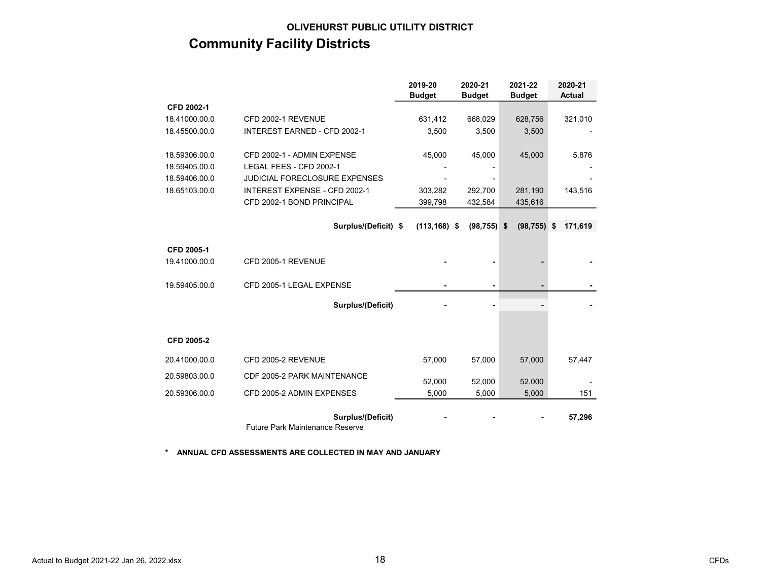**OLIVEHURST PUBLIC UTILITY DISTRICT**

# Community Facility Districts

| | | 2019-20 Budget | 2020-21 Budget | 2021-22 Budget | 2020-21 Actual |
|---|---|---|---|---|---|
| **CFD 2002-1** | | | | | |
| 18.41000.00.0 | CFD 2002-1 REVENUE | 631,412 | 668,029 | 628,756 | 321,010 |
| 18.45500.00.0 | INTEREST EARNED - CFD 2002-1 | 3,500 | 3,500 | 3,500 | - |
| 18.59306.00.0 | CFD 2002-1 - ADMIN EXPENSE | 45,000 | 45,000 | 45,000 | 5,876 |
| 18.59405.00.0 | LEGAL FEES - CFD 2002-1 | - | - | | - |
| 18.59406.00.0 | JUDICIAL FORECLOSURE EXPENSES | - | - | | - |
| 18.65103.00.0 | INTEREST EXPENSE - CFD 2002-1 | 303,282 | 292,700 | 281,190 | 143,516 |
| | CFD 2002-1 BOND PRINCIPAL | 399,798 | 432,584 | 435,616 | |
| | **Surplus/(Deficit)** | **$ (113,168)** | **$ (98,755)** | **$ (98,755)** | **$ 171,619** |
| **CFD 2005-1** | | | | | |
| 19.41000.00.0 | CFD 2005-1 REVENUE | - | - | - | - |
| 19.59405.00.0 | CFD 2005-1 LEGAL EXPENSE | - | - | - | - |
| | **Surplus/(Deficit)** | - | - | - | - |
| **CFD 2005-2** | | | | | |
| 20.41000.00.0 | CFD 2005-2 REVENUE | 57,000 | 57,000 | 57,000 | 57,447 |
| 20.59803.00.0 | CDF 2005-2 PARK MAINTENANCE | 52,000 | 52,000 | 52,000 | - |
| 20.59306.00.0 | CFD 2005-2 ADMIN EXPENSES | 5,000 | 5,000 | 5,000 | 151 |
| | **Surplus/(Deficit)** | - | - | - | **57,296** |
| | Future Park Maintenance Reserve | | | | |

**\* ANNUAL CFD ASSESSMENTS ARE COLLECTED IN MAY AND JANUARY**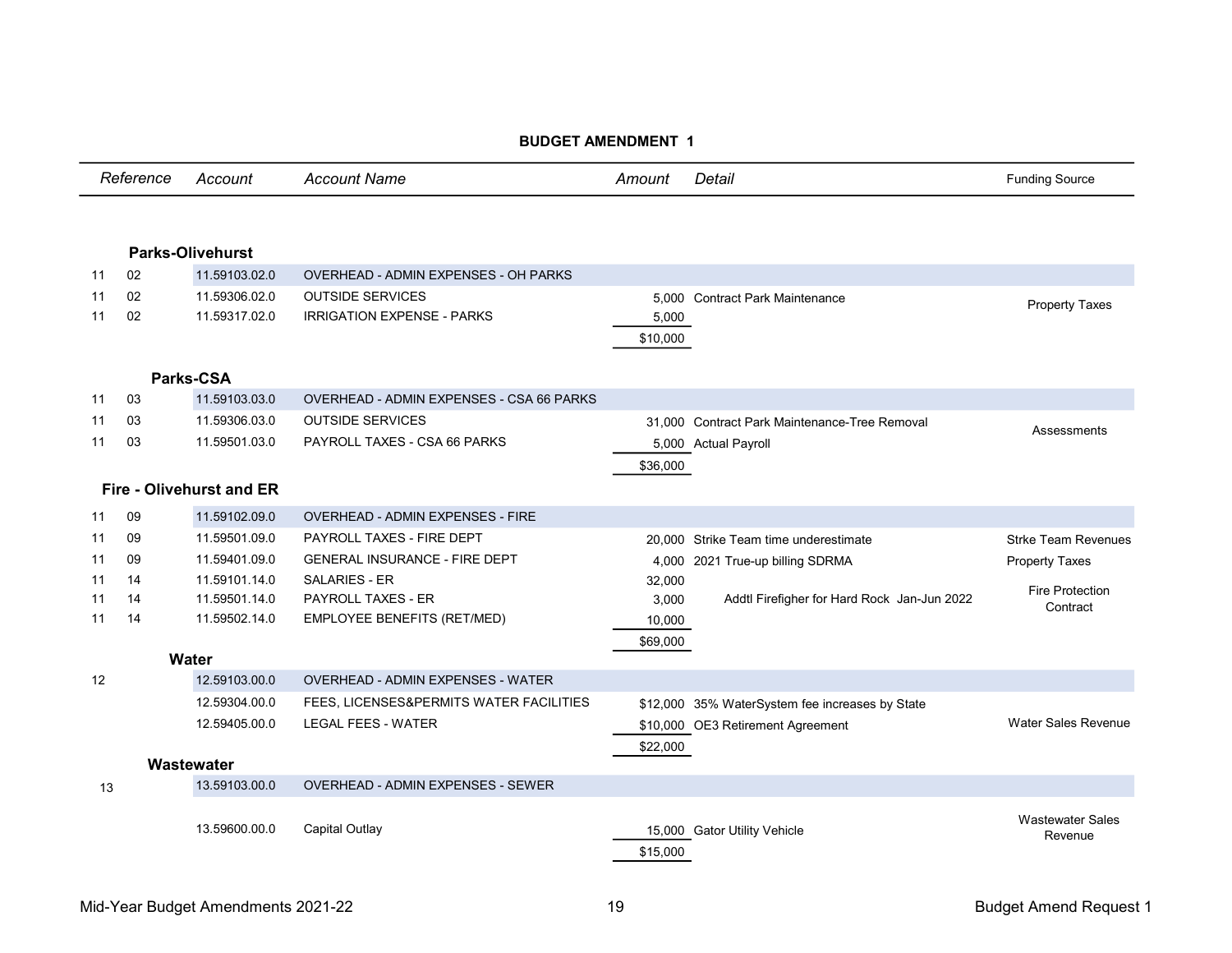## BUDGET AMENDMENT 1

| Reference | | Account | Account Name | Amount | Detail | Funding Source |
|---|---|---|---|---|---|---|
| | | **Parks-Olivehurst** | | | | |
| 11 | 02 | 11.59103.02.0 | OVERHEAD - ADMIN EXPENSES - OH PARKS | | | |
| 11 | 02 | 11.59306.02.0 | OUTSIDE SERVICES | 5,000 | Contract Park Maintenance | Property Taxes |
| 11 | 02 | 11.59317.02.0 | IRRIGATION EXPENSE - PARKS | 5,000 | | |
| | | | | $10,000 | | |
| | | **Parks-CSA** | | | | |
| 11 | 03 | 11.59103.03.0 | OVERHEAD - ADMIN EXPENSES - CSA 66 PARKS | | | |
| 11 | 03 | 11.59306.03.0 | OUTSIDE SERVICES | 31,000 | Contract Park Maintenance-Tree Removal | Assessments |
| 11 | 03 | 11.59501.03.0 | PAYROLL TAXES - CSA 66 PARKS | 5,000 | Actual Payroll | |
| | | | | $36,000 | | |
| | | **Fire - Olivehurst and ER** | | | | |
| 11 | 09 | 11.59102.09.0 | OVERHEAD - ADMIN EXPENSES - FIRE | | | |
| 11 | 09 | 11.59501.09.0 | PAYROLL TAXES - FIRE DEPT | 20,000 | Strike Team time underestimate | Strke Team Revenues |
| 11 | 09 | 11.59401.09.0 | GENERAL INSURANCE - FIRE DEPT | 4,000 | 2021 True-up billing SDRMA | Property Taxes |
| 11 | 14 | 11.59101.14.0 | SALARIES - ER | 32,000 | | |
| 11 | 14 | 11.59501.14.0 | PAYROLL TAXES - ER | 3,000 | Addtl Firefigher for Hard Rock Jan-Jun 2022 | Fire Protection Contract |
| 11 | 14 | 11.59502.14.0 | EMPLOYEE BENEFITS (RET/MED) | 10,000 | | |
| | | | | $69,000 | | |
| | | **Water** | | | | |
| 12 | | 12.59103.00.0 | OVERHEAD - ADMIN EXPENSES - WATER | | | |
| | | 12.59304.00.0 | FEES, LICENSES&PERMITS WATER FACILITIES | $12,000 | 35% WaterSystem fee increases by State | Water Sales Revenue |
| | | 12.59405.00.0 | LEGAL FEES - WATER | $10,000 | OE3 Retirement Agreement | |
| | | | | $22,000 | | |
| | | **Wastewater** | | | | |
| 13 | | 13.59103.00.0 | OVERHEAD - ADMIN EXPENSES - SEWER | | | |
| | | 13.59600.00.0 | Capital Outlay | 15,000 | Gator Utility Vehicle | Wastewater Sales Revenue |
| | | | | $15,000 | | |

Mid-Year Budget Amendments 2021-22 — Budget Amend Request 1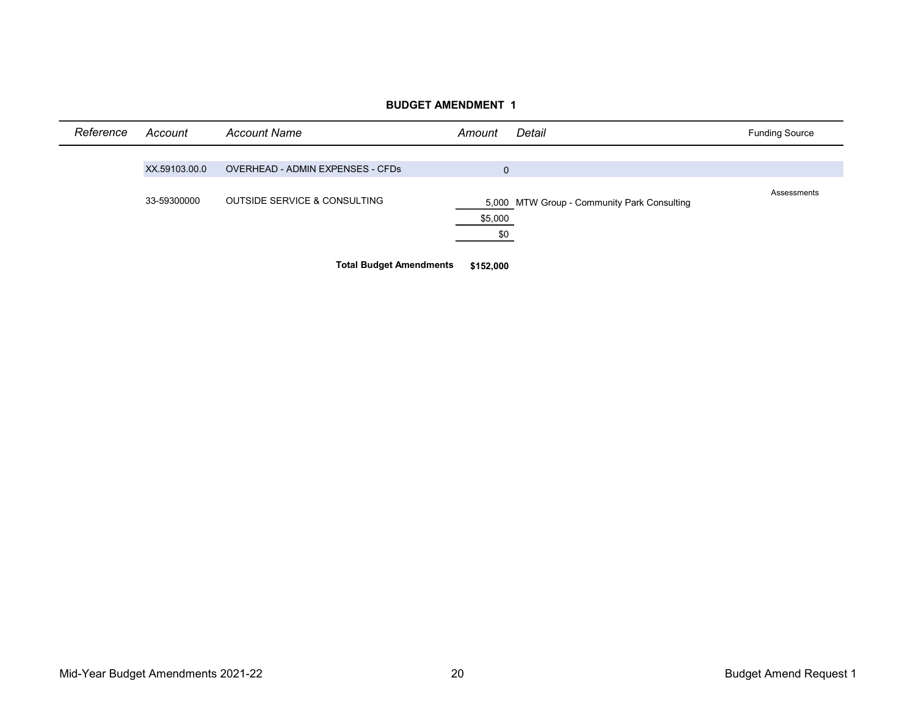## BUDGET AMENDMENT 1

| *Reference* | *Account* | *Account Name* | *Amount* | *Detail* | Funding Source |
|---|---|---|---|---|---|
| | XX.59103.00.0 | OVERHEAD - ADMIN EXPENSES - CFDs | 0 | | |
| | 33-59300000 | OUTSIDE SERVICE & CONSULTING | 5,000 | MTW Group - Community Park Consulting | Assessments |
| | | | $5,000 | | |
| | | | $0 | | |
| | | **Total Budget Amendments** | **$152,000** | | |

Mid-Year Budget Amendments 2021-22

Budget Amend Request 1